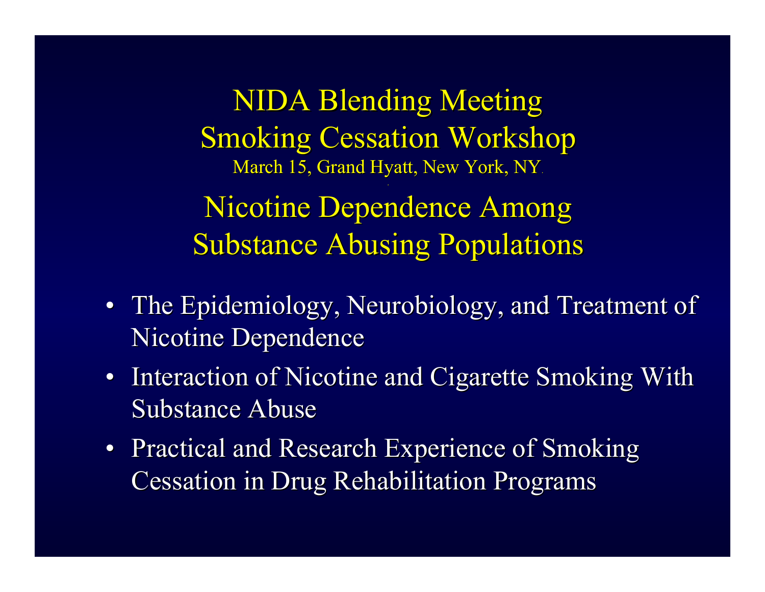# NIDA Blending Meeting
# Smoking Cessation Workshop

March 15, Grand Hyatt, New York, NY

## Nicotine Dependence Among Substance Abusing Populations

- The Epidemiology, Neurobiology, and Treatment of Nicotine Dependence
- Interaction of Nicotine and Cigarette Smoking With Substance Abuse
- Practical and Research Experience of Smoking Cessation in Drug Rehabilitation Programs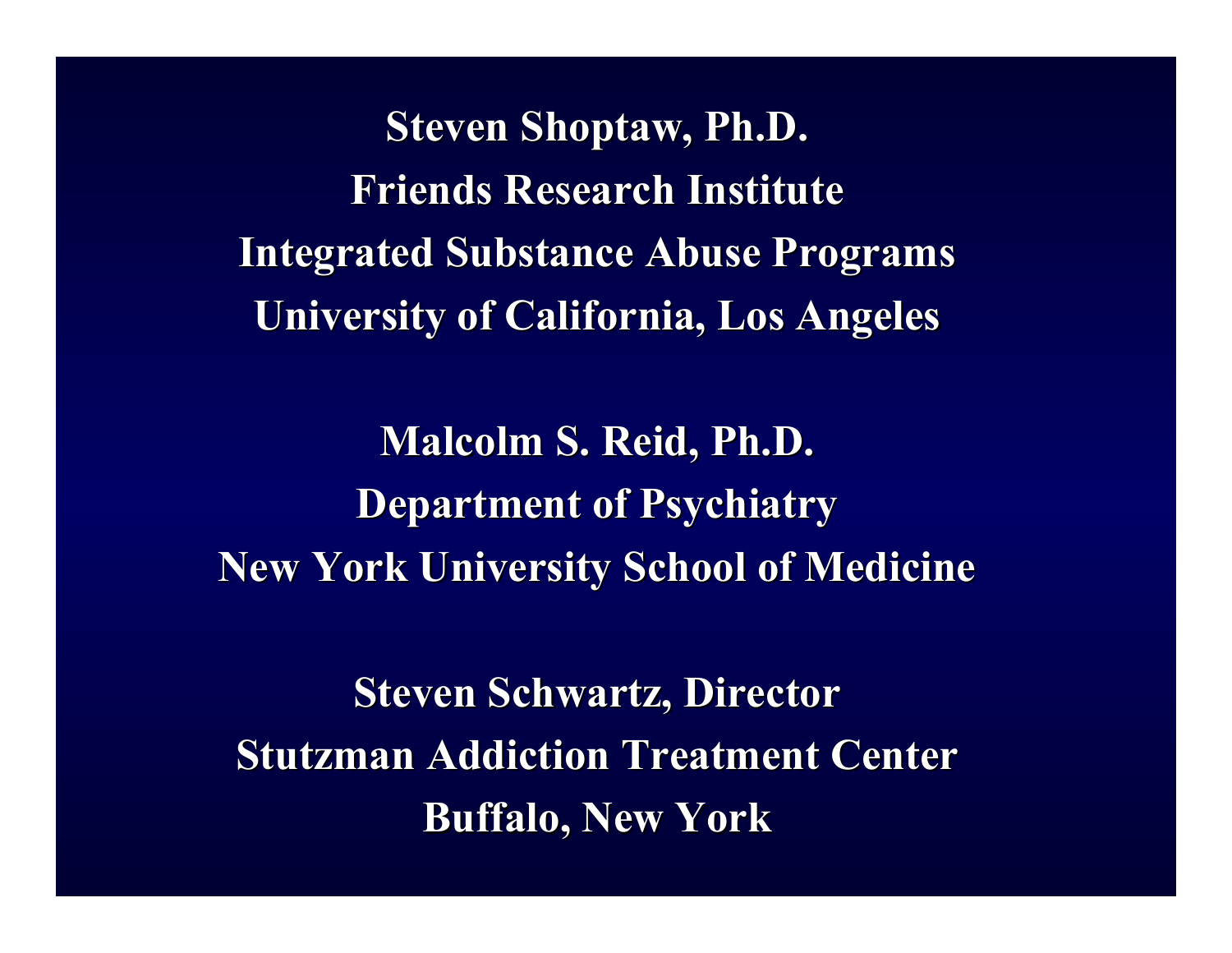**Steven Shoptaw, Ph.D.**

**Friends Research Institute**

**Integrated Substance Abuse Programs**

**University of California, Los Angeles**

**Malcolm S. Reid, Ph.D.**

**Department of Psychiatry**

**New York University School of Medicine**

**Steven Schwartz, Director**

**Stutzman Addiction Treatment Center**

**Buffalo, New York**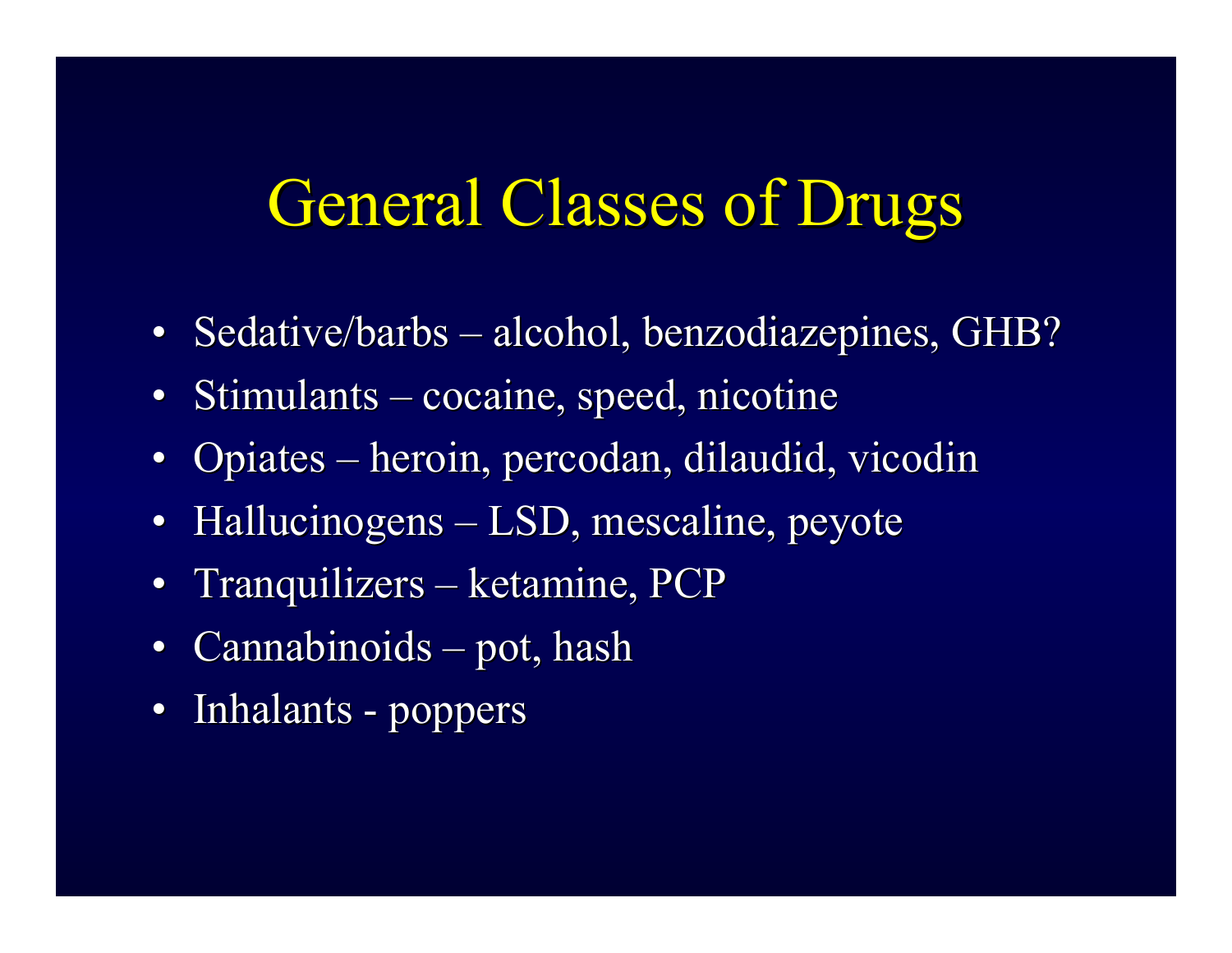# General Classes of Drugs

- Sedative/barbs – alcohol, benzodiazepines, GHB?
- Stimulants – cocaine, speed, nicotine
- Opiates – heroin, percodan, dilaudid, vicodin
- Hallucinogens – LSD, mescaline, peyote
- Tranquilizers – ketamine, PCP
- Cannabinoids – pot, hash
- Inhalants - poppers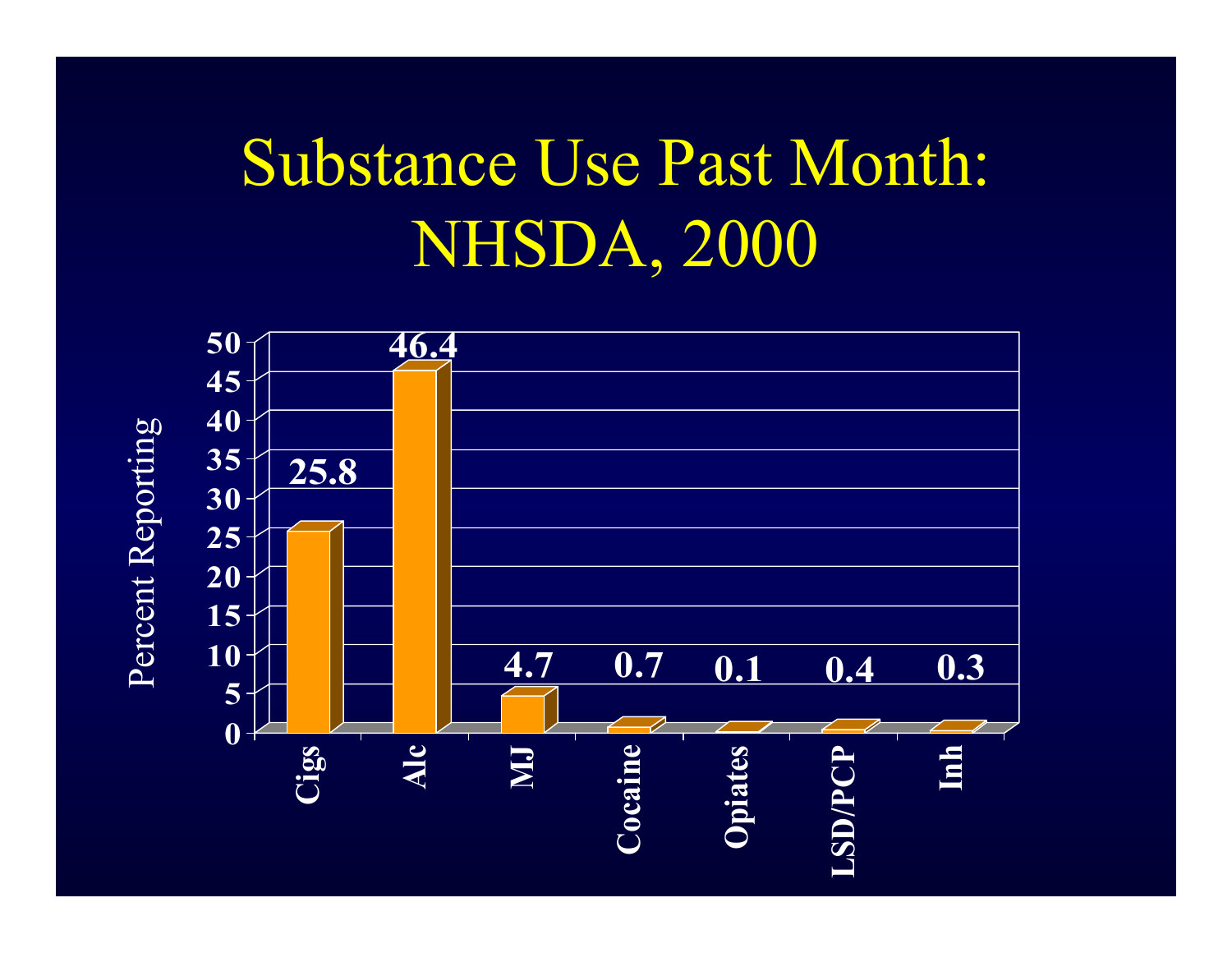# Substance Use Past Month: NHSDA, 2000

Percent Reporting

50
45
40
35
30
25
20
15
10
5
0

25.8
46.4
4.7
0.7
0.1
0.4
0.3

Cigs
Alc
MJ
Cocaine
Opiates
LSD/PCP
Inh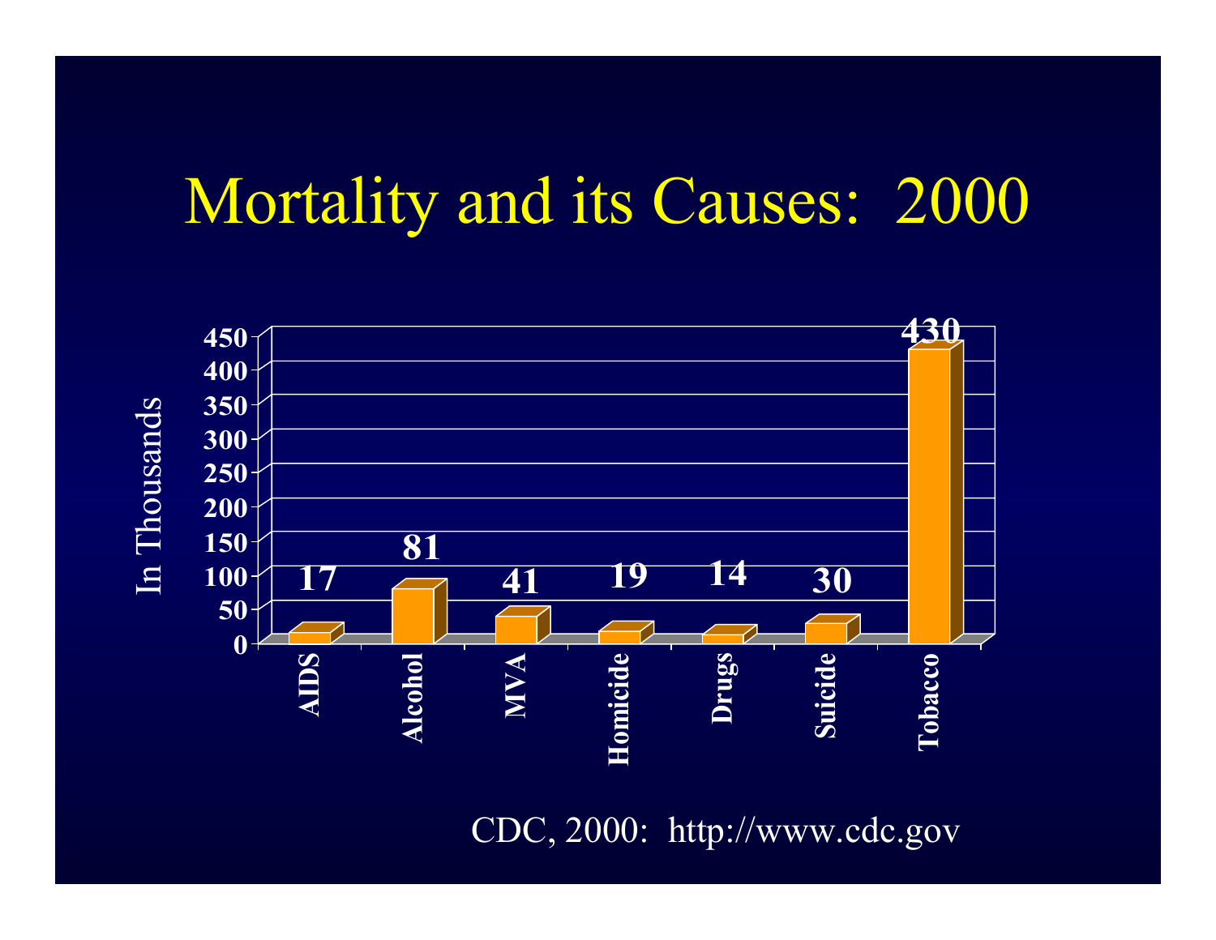# Mortality and its Causes: 2000

In Thousands

450
400
350
300
250
200
150
100
50
0

17
81
41
19
14
30
430

AIDS
Alcohol
MVA
Homicide
Drugs
Suicide
Tobacco

CDC, 2000: http://www.cdc.gov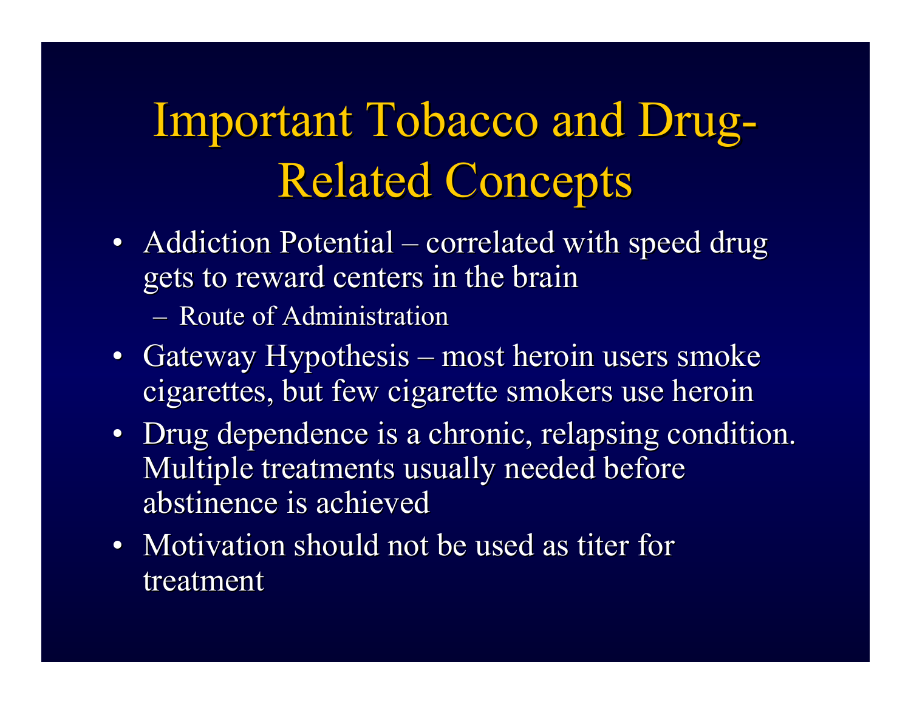# Important Tobacco and Drug-Related Concepts

- Addiction Potential – correlated with speed drug gets to reward centers in the brain
  - Route of Administration
- Gateway Hypothesis – most heroin users smoke cigarettes, but few cigarette smokers use heroin
- Drug dependence is a chronic, relapsing condition. Multiple treatments usually needed before abstinence is achieved
- Motivation should not be used as titer for treatment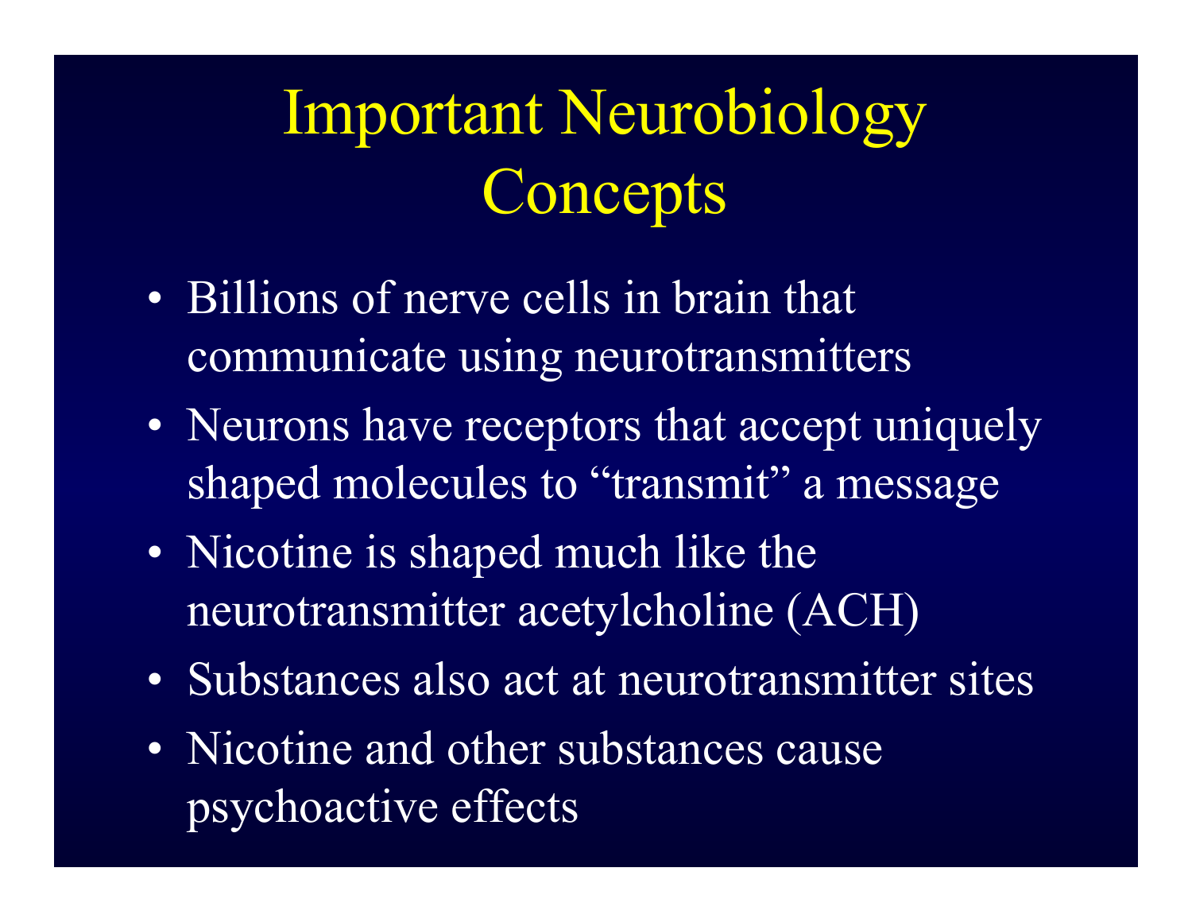# Important Neurobiology Concepts

- Billions of nerve cells in brain that communicate using neurotransmitters
- Neurons have receptors that accept uniquely shaped molecules to “transmit” a message
- Nicotine is shaped much like the neurotransmitter acetylcholine (ACH)
- Substances also act at neurotransmitter sites
- Nicotine and other substances cause psychoactive effects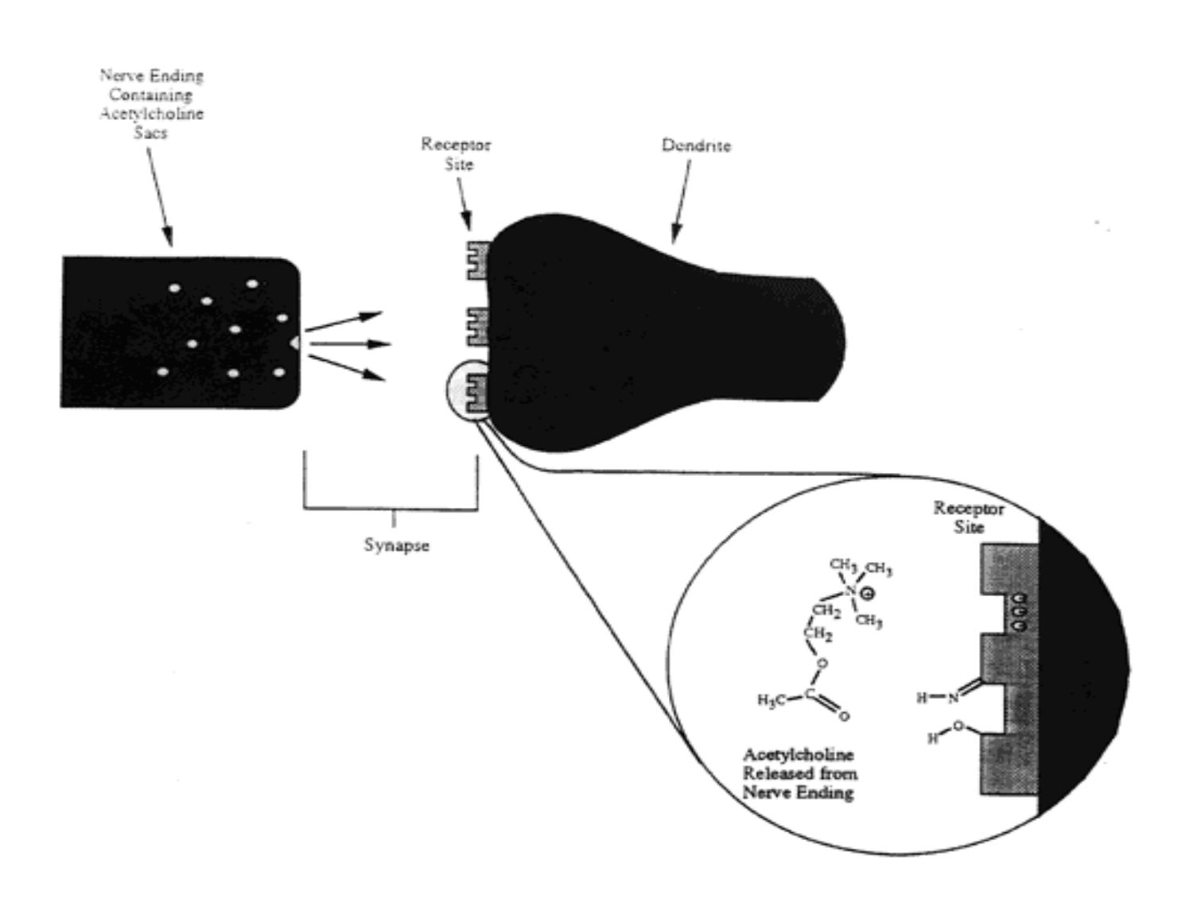Nerve Ending Containing Acetylcholine Sacs

Receptor Site

Dendrite

Synapse

Receptor Site

$CH_3$ $CH_3$ $N^{\oplus}$ $CH_3$ $CH_2$ $CH_2$ O $H_3C$ C O

H—N

H—O

**Acetylcholine Released from Nerve Ending**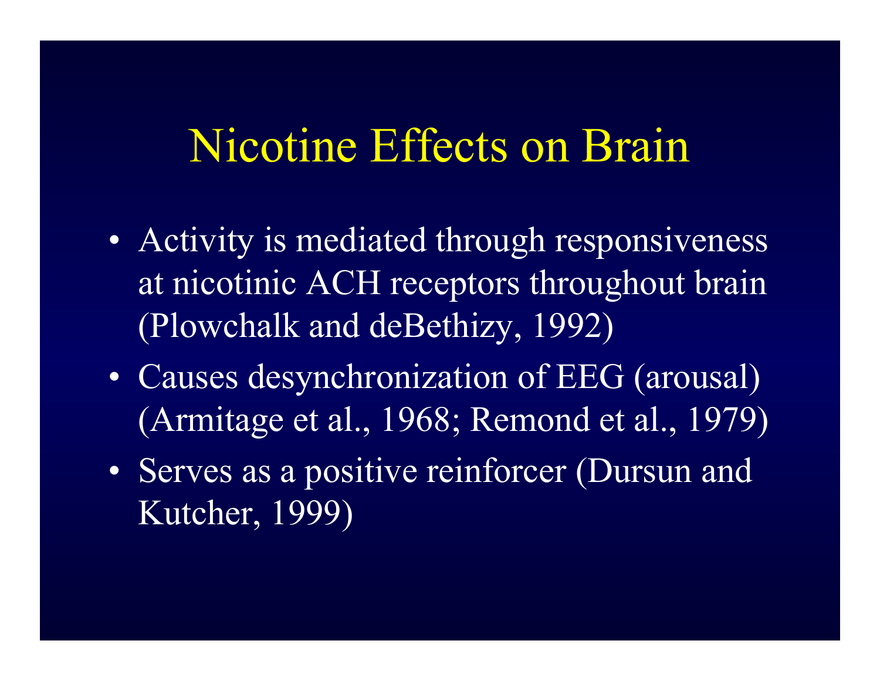# Nicotine Effects on Brain

- Activity is mediated through responsiveness at nicotinic ACH receptors throughout brain (Plowchalk and deBethizy, 1992)
- Causes desynchronization of EEG (arousal) (Armitage et al., 1968; Remond et al., 1979)
- Serves as a positive reinforcer (Dursun and Kutcher, 1999)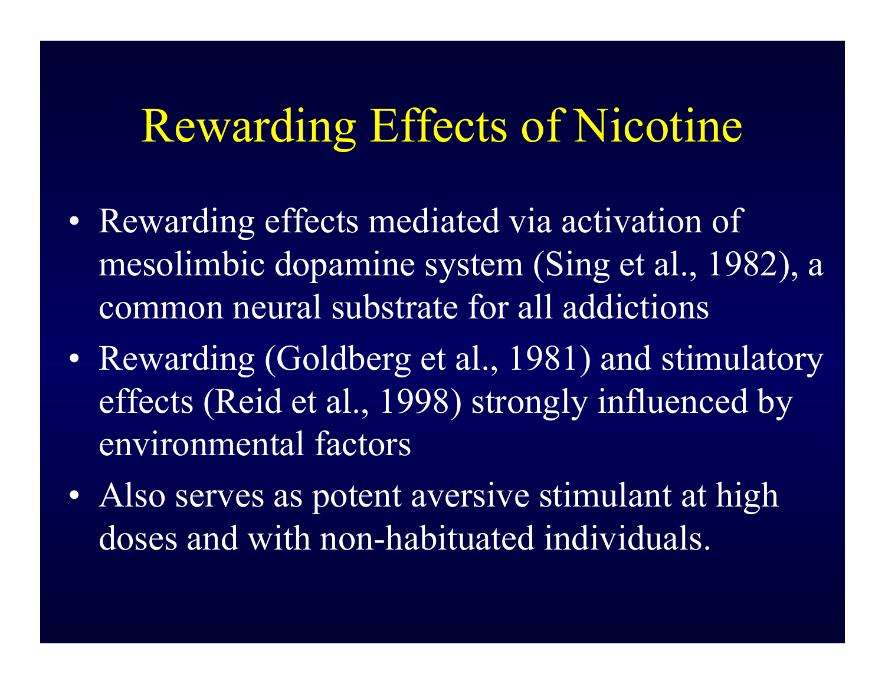# Rewarding Effects of Nicotine

- Rewarding effects mediated via activation of mesolimbic dopamine system (Sing et al., 1982), a common neural substrate for all addictions
- Rewarding (Goldberg et al., 1981) and stimulatory effects (Reid et al., 1998) strongly influenced by environmental factors
- Also serves as potent aversive stimulant at high doses and with non-habituated individuals.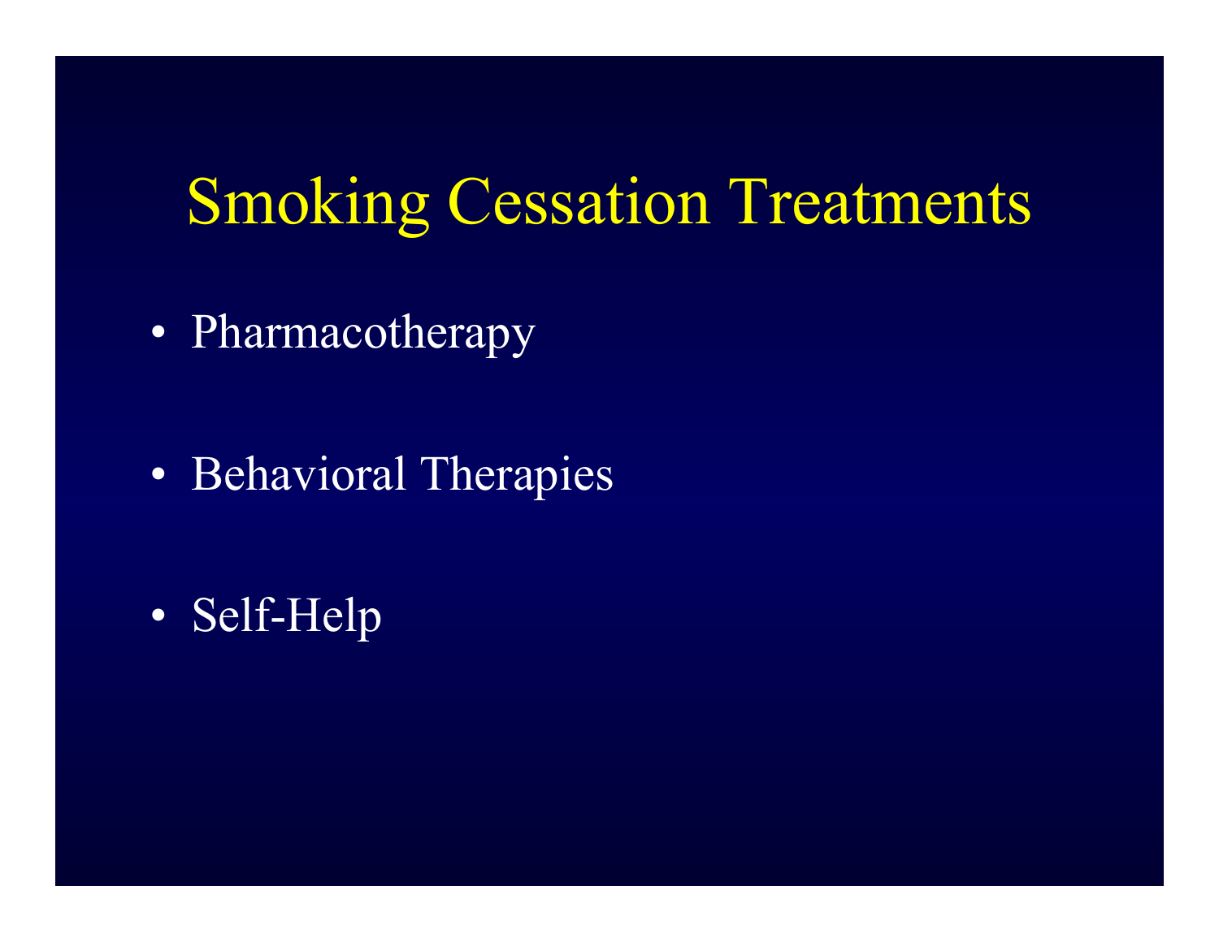# Smoking Cessation Treatments

- Pharmacotherapy
- Behavioral Therapies
- Self-Help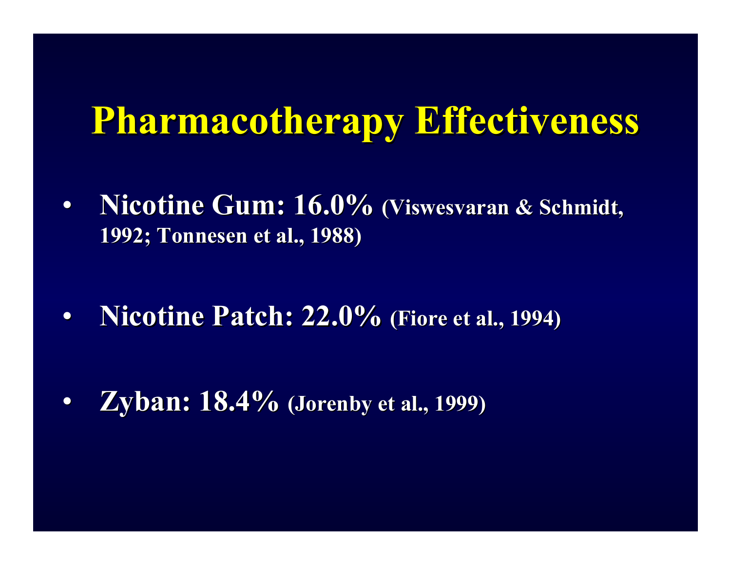# Pharmacotherapy Effectiveness

- **Nicotine Gum: 16.0%** (Viswesvaran & Schmidt, 1992; Tonnesen et al., 1988)
- **Nicotine Patch: 22.0%** (Fiore et al., 1994)
- **Zyban: 18.4%** (Jorenby et al., 1999)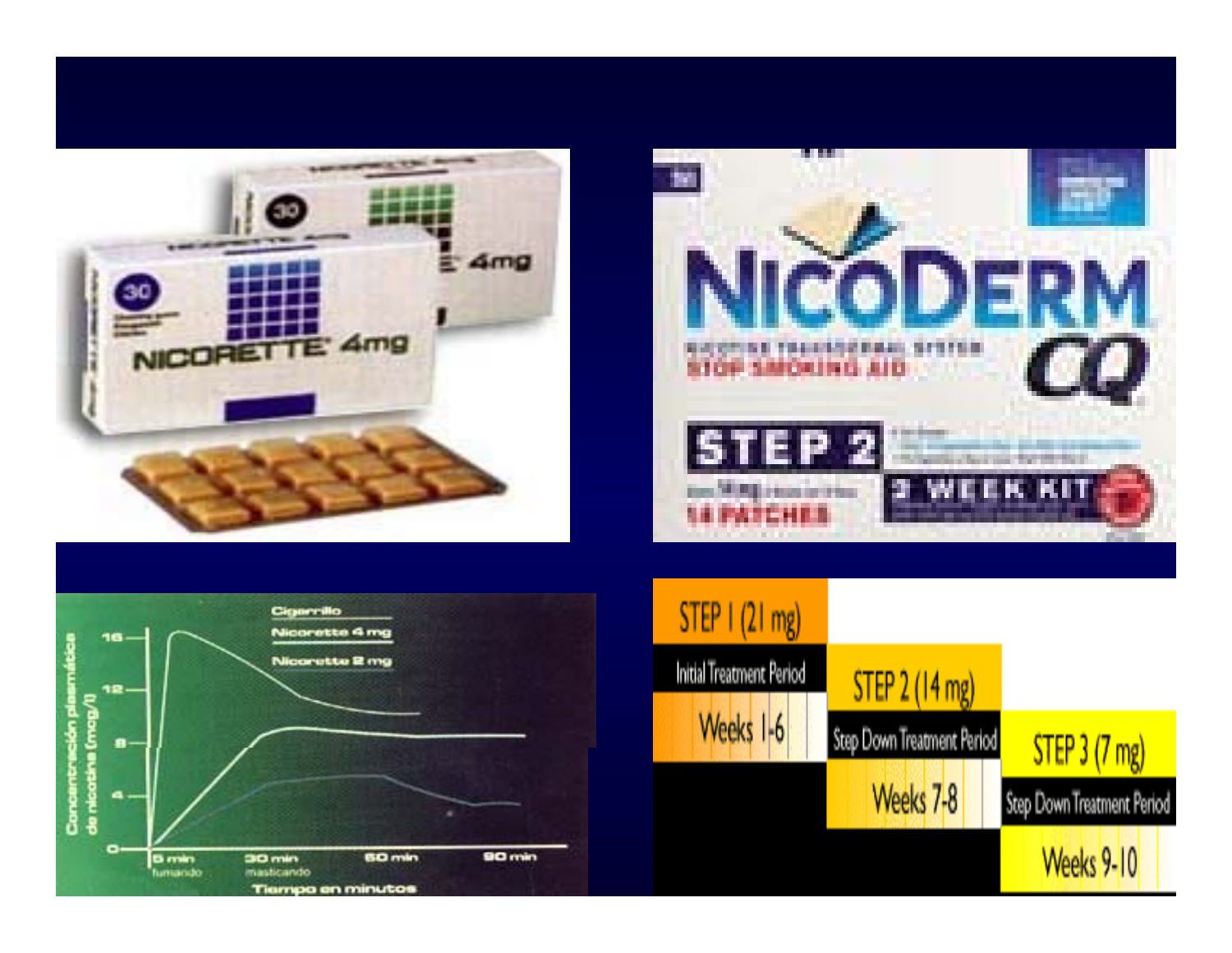NICORETTE 4mg

30

4mg

NICODERM CQ

NICOTINE TRANSDERMAL SYSTEM

STOP SMOKING AID

STEP 2

14 PATCHES

2 WEEK KIT

Cigarrillo

Nicorette 4 mg

Nicorette 2 mg

Concentración plasmática de nicotina (mcg/l)

16

12

8

4

0

5 min fumando

30 min masticando

60 min

90 min

Tiempo en minutos

| STEP 1 (21 mg) | STEP 2 (14 mg) | STEP 3 (7 mg) |
|---|---|---|
| Initial Treatment Period | Step Down Treatment Period | Step Down Treatment Period |
| Weeks 1-6 | Weeks 7-8 | Weeks 9-10 |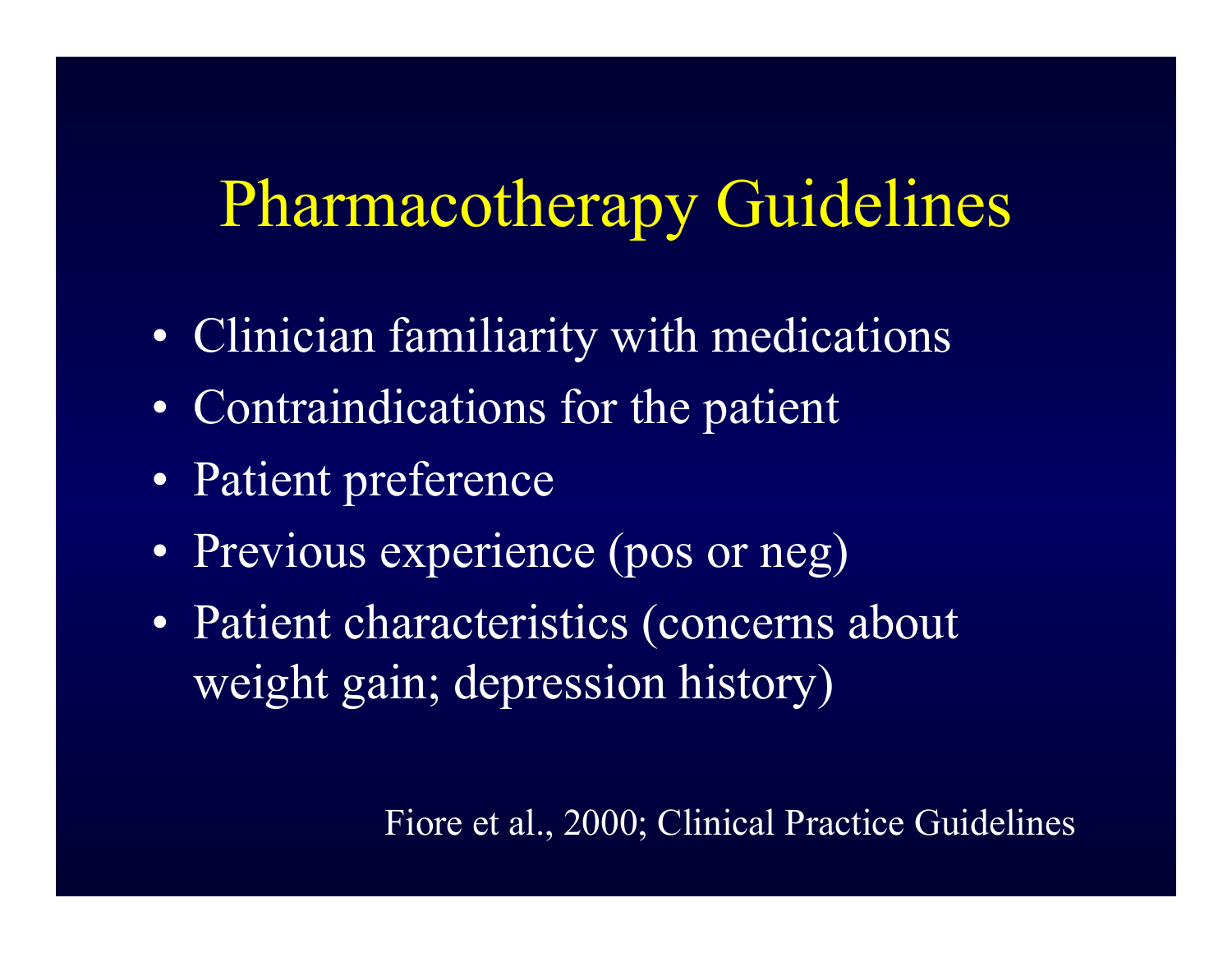# Pharmacotherapy Guidelines

- Clinician familiarity with medications
- Contraindications for the patient
- Patient preference
- Previous experience (pos or neg)
- Patient characteristics (concerns about weight gain; depression history)

Fiore et al., 2000; Clinical Practice Guidelines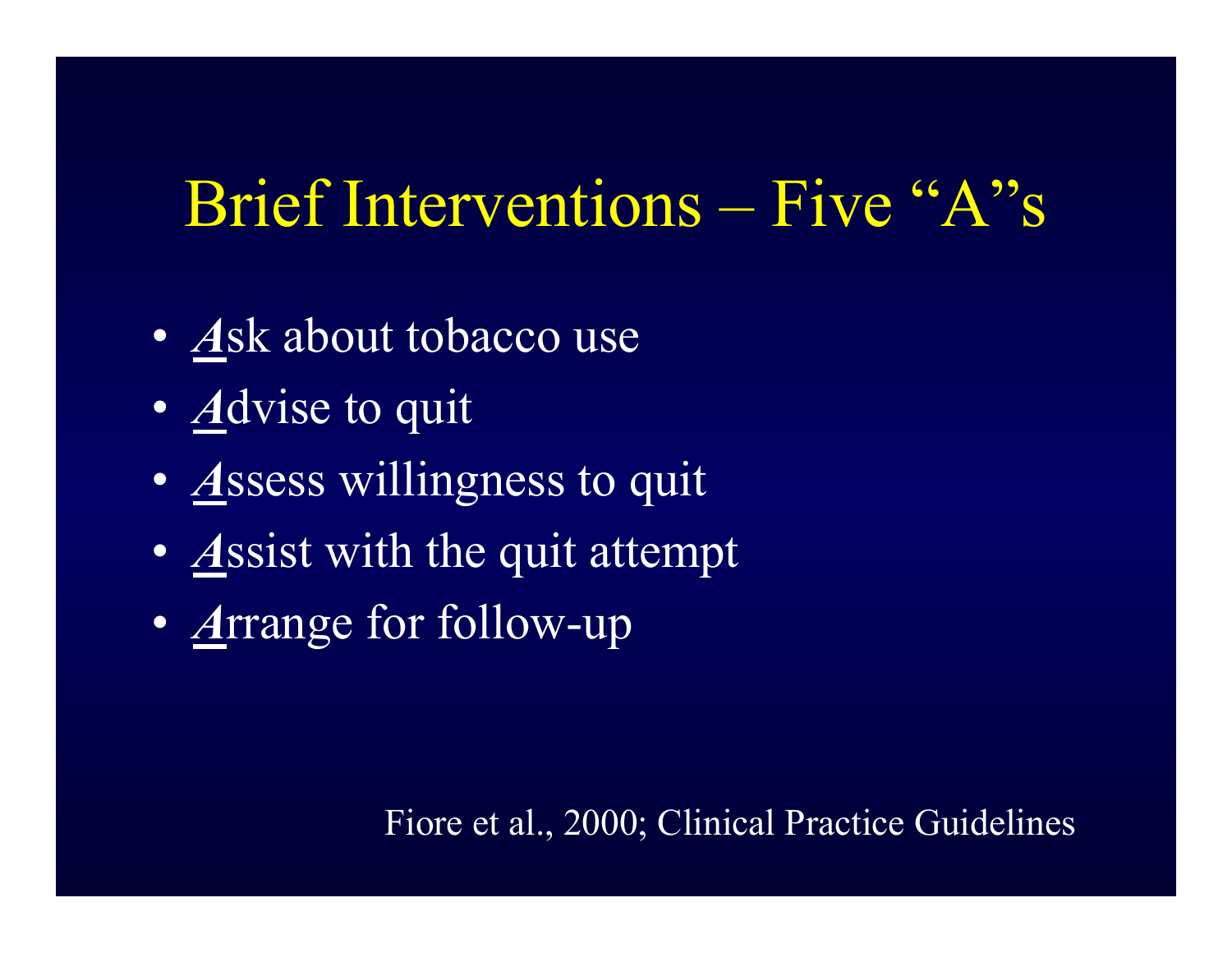# Brief Interventions – Five "A"s

- ***A***sk about tobacco use
- ***A***dvise to quit
- ***A***ssess willingness to quit
- ***A***ssist with the quit attempt
- ***A***rrange for follow-up

Fiore et al., 2000; Clinical Practice Guidelines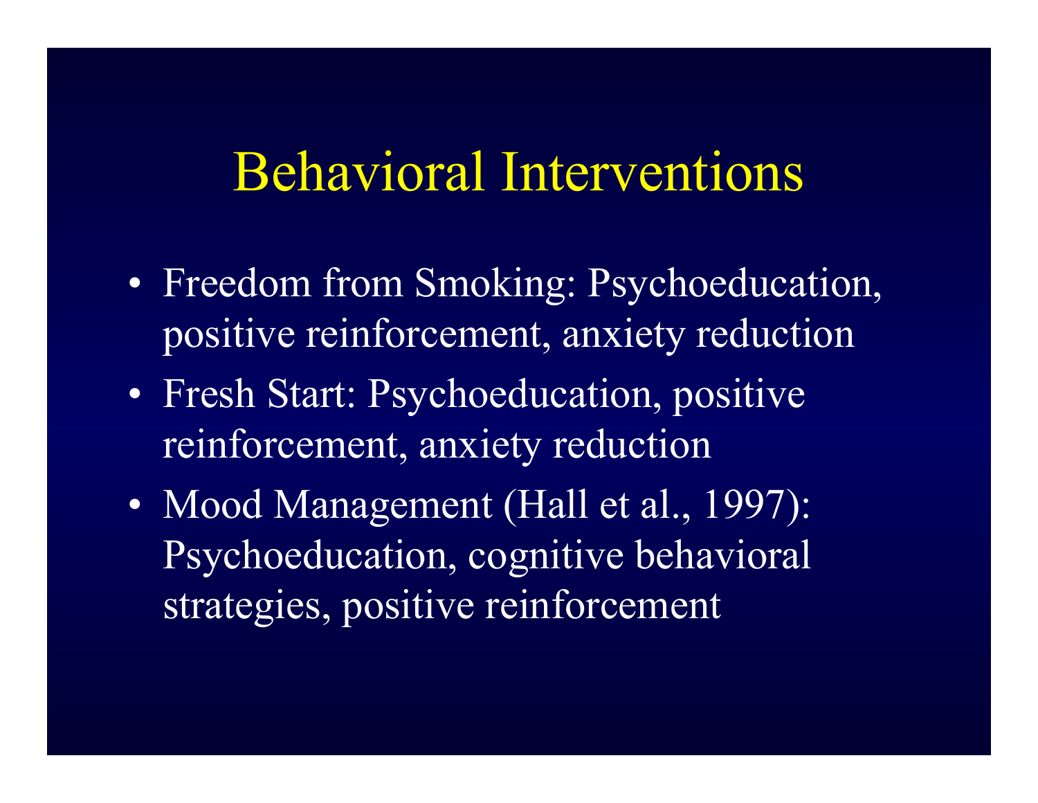# Behavioral Interventions

- Freedom from Smoking: Psychoeducation, positive reinforcement, anxiety reduction
- Fresh Start: Psychoeducation, positive reinforcement, anxiety reduction
- Mood Management (Hall et al., 1997): Psychoeducation, cognitive behavioral strategies, positive reinforcement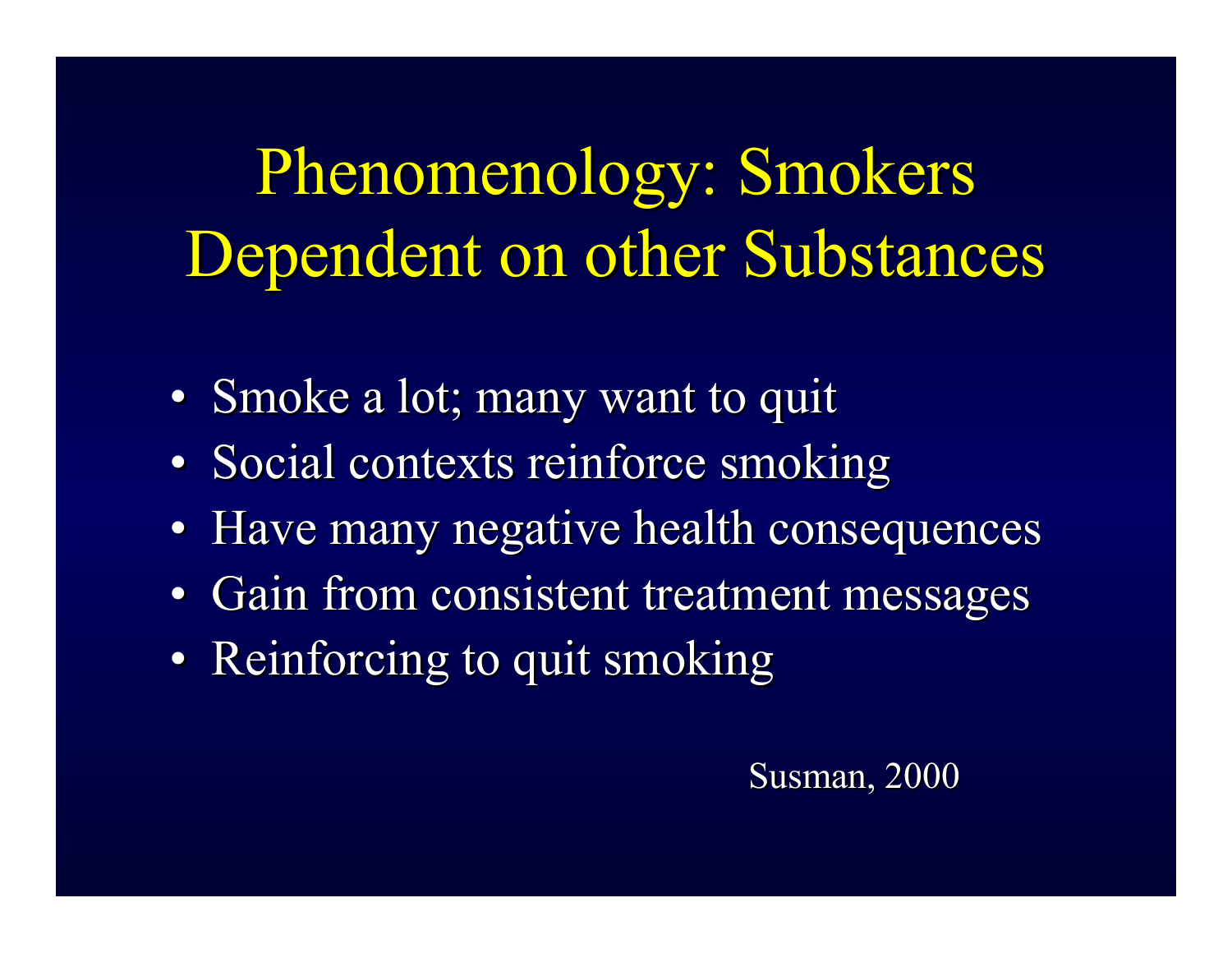# Phenomenology: Smokers Dependent on other Substances

- Smoke a lot; many want to quit
- Social contexts reinforce smoking
- Have many negative health consequences
- Gain from consistent treatment messages
- Reinforcing to quit smoking

Susman, 2000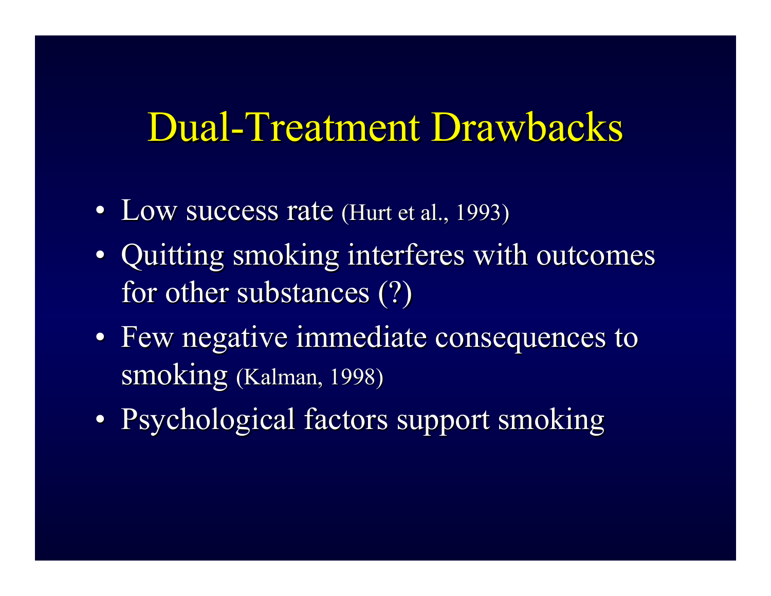# Dual-Treatment Drawbacks

- Low success rate (Hurt et al., 1993)
- Quitting smoking interferes with outcomes for other substances (?)
- Few negative immediate consequences to smoking (Kalman, 1998)
- Psychological factors support smoking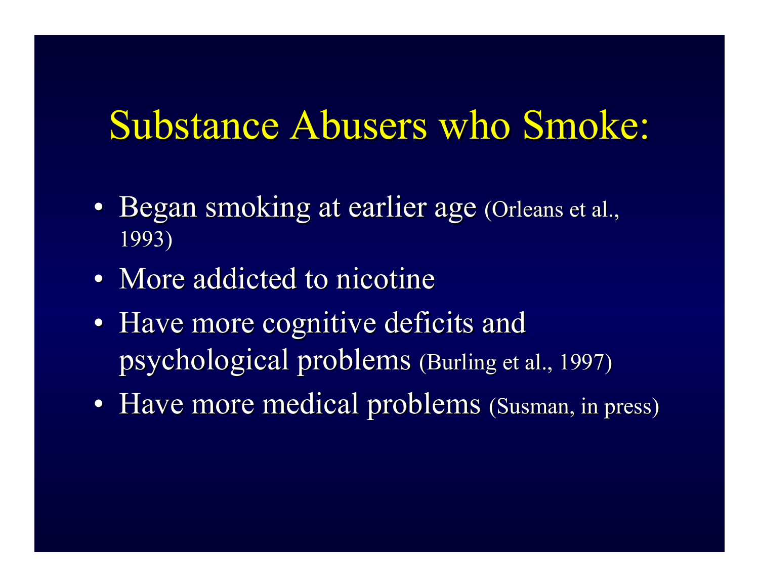# Substance Abusers who Smoke:

- Began smoking at earlier age (Orleans et al., 1993)
- More addicted to nicotine
- Have more cognitive deficits and psychological problems (Burling et al., 1997)
- Have more medical problems (Susman, in press)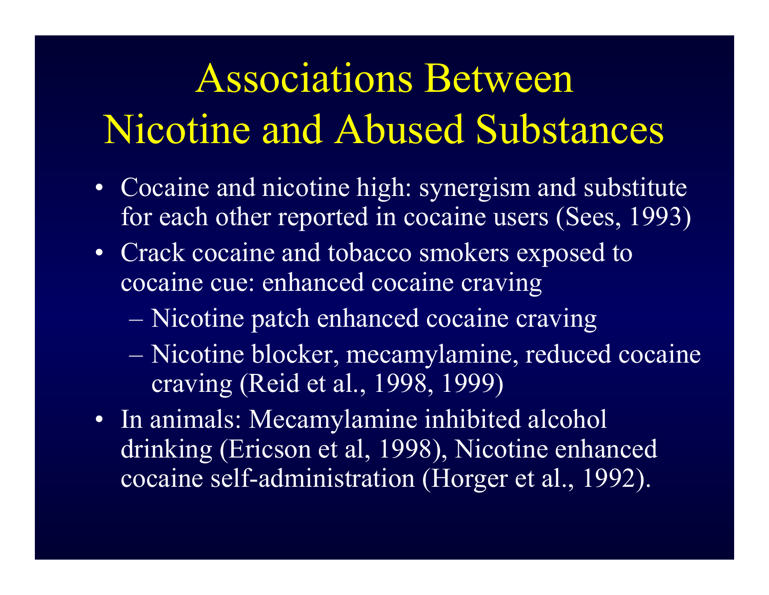# Associations Between Nicotine and Abused Substances

- Cocaine and nicotine high: synergism and substitute for each other reported in cocaine users (Sees, 1993)
- Crack cocaine and tobacco smokers exposed to cocaine cue: enhanced cocaine craving
  - Nicotine patch enhanced cocaine craving
  - Nicotine blocker, mecamylamine, reduced cocaine craving (Reid et al., 1998, 1999)
- In animals: Mecamylamine inhibited alcohol drinking (Ericson et al, 1998), Nicotine enhanced cocaine self-administration (Horger et al., 1992).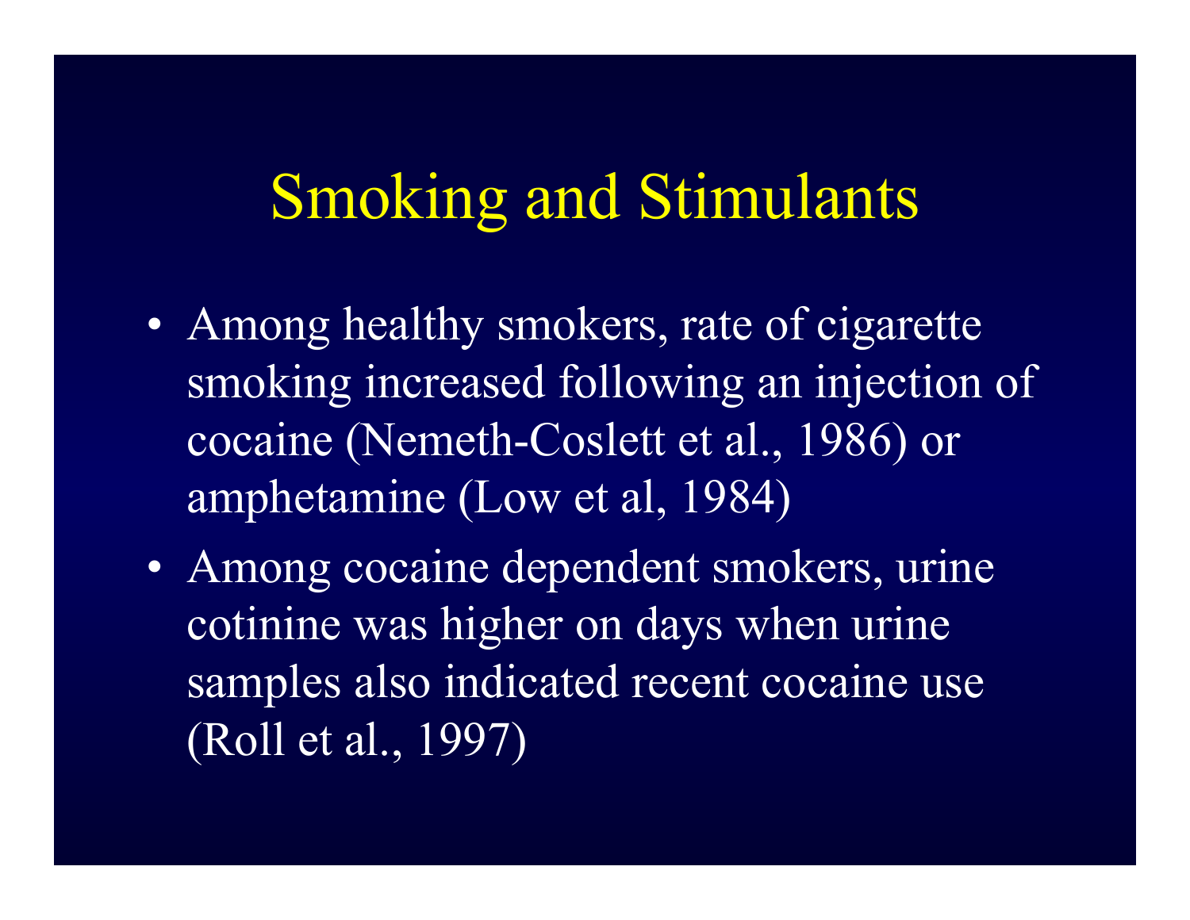# Smoking and Stimulants

- Among healthy smokers, rate of cigarette smoking increased following an injection of cocaine (Nemeth-Coslett et al., 1986) or amphetamine (Low et al, 1984)
- Among cocaine dependent smokers, urine cotinine was higher on days when urine samples also indicated recent cocaine use (Roll et al., 1997)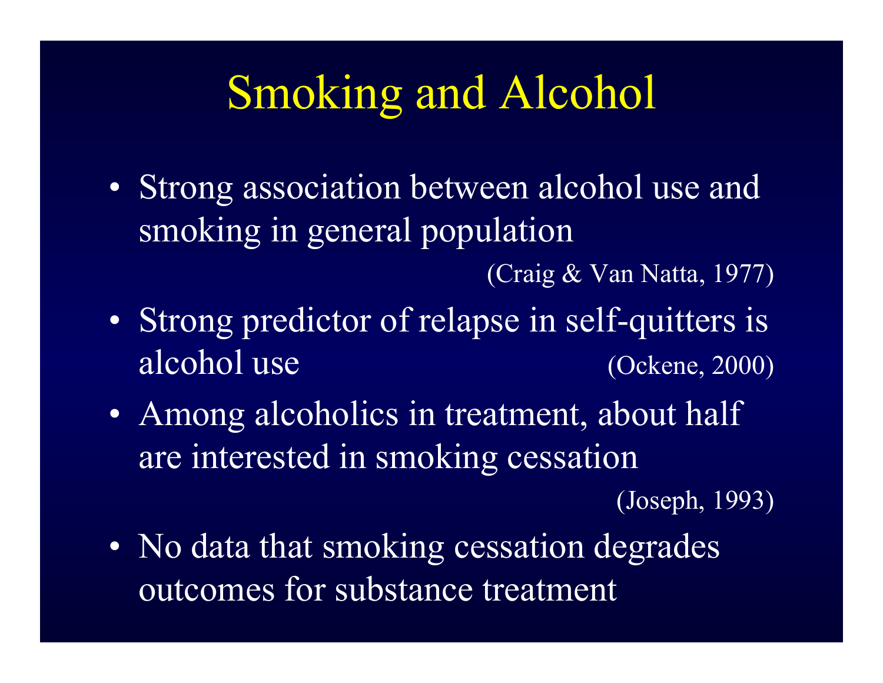# Smoking and Alcohol

- Strong association between alcohol use and smoking in general population

  (Craig & Van Natta, 1977)

- Strong predictor of relapse in self-quitters is alcohol use (Ockene, 2000)

- Among alcoholics in treatment, about half are interested in smoking cessation

  (Joseph, 1993)

- No data that smoking cessation degrades outcomes for substance treatment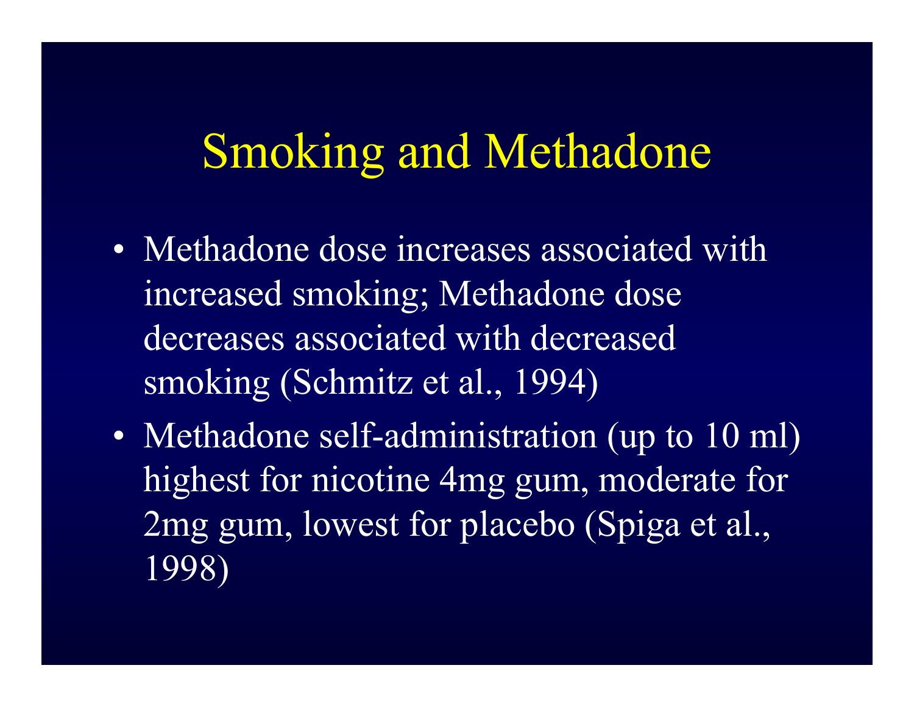# Smoking and Methadone

- Methadone dose increases associated with increased smoking; Methadone dose decreases associated with decreased smoking (Schmitz et al., 1994)
- Methadone self-administration (up to 10 ml) highest for nicotine 4mg gum, moderate for 2mg gum, lowest for placebo (Spiga et al., 1998)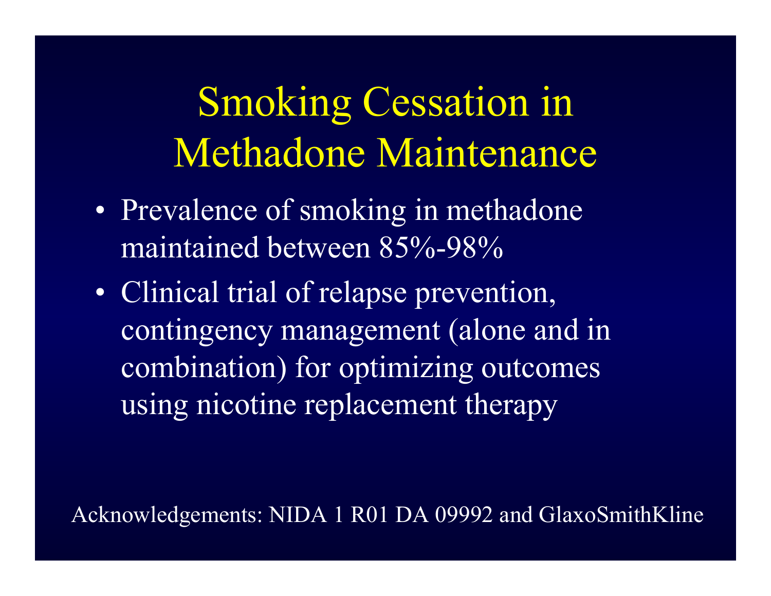# Smoking Cessation in Methadone Maintenance

- Prevalence of smoking in methadone maintained between 85%-98%
- Clinical trial of relapse prevention, contingency management (alone and in combination) for optimizing outcomes using nicotine replacement therapy

Acknowledgements: NIDA 1 R01 DA 09992 and GlaxoSmithKline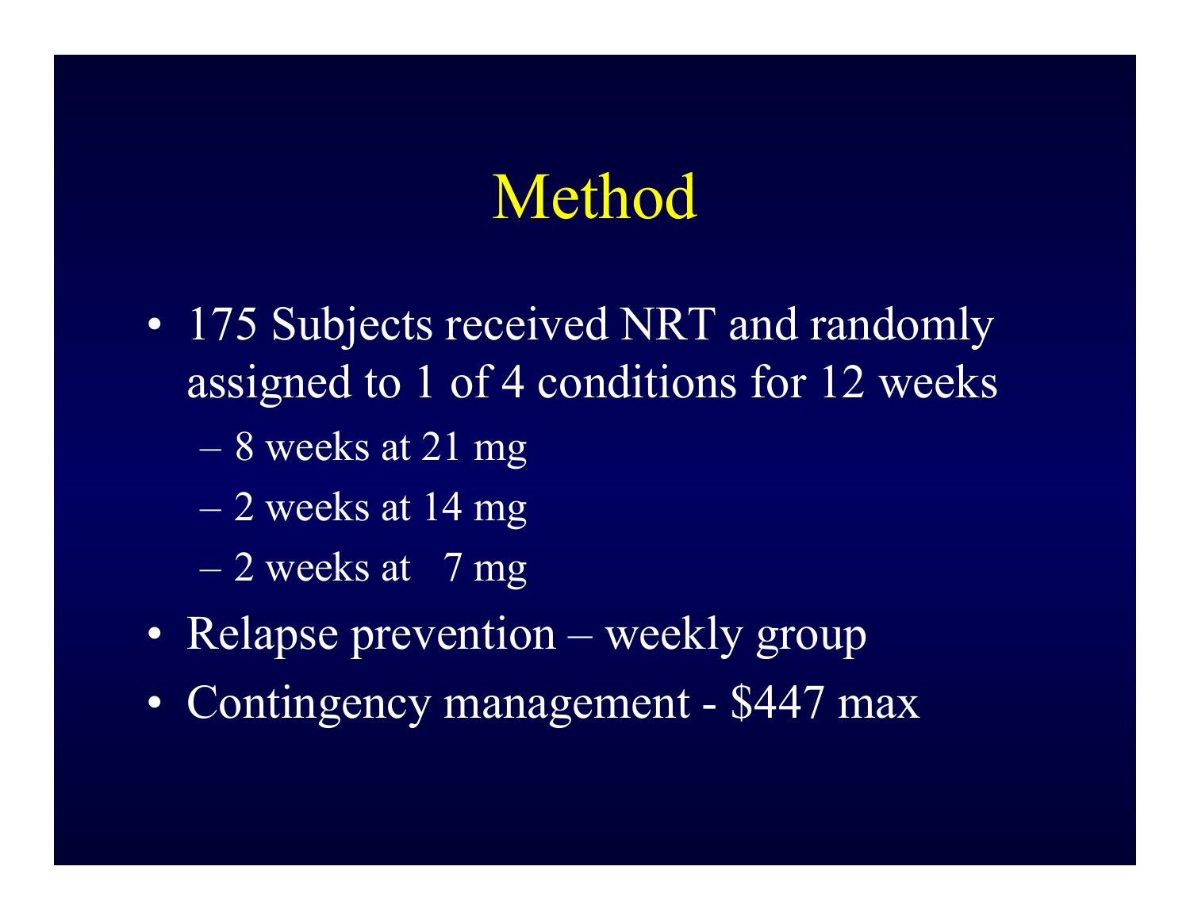# Method

- 175 Subjects received NRT and randomly assigned to 1 of 4 conditions for 12 weeks
  - 8 weeks at 21 mg
  - 2 weeks at 14 mg
  - 2 weeks at 7 mg
- Relapse prevention – weekly group
- Contingency management - $447 max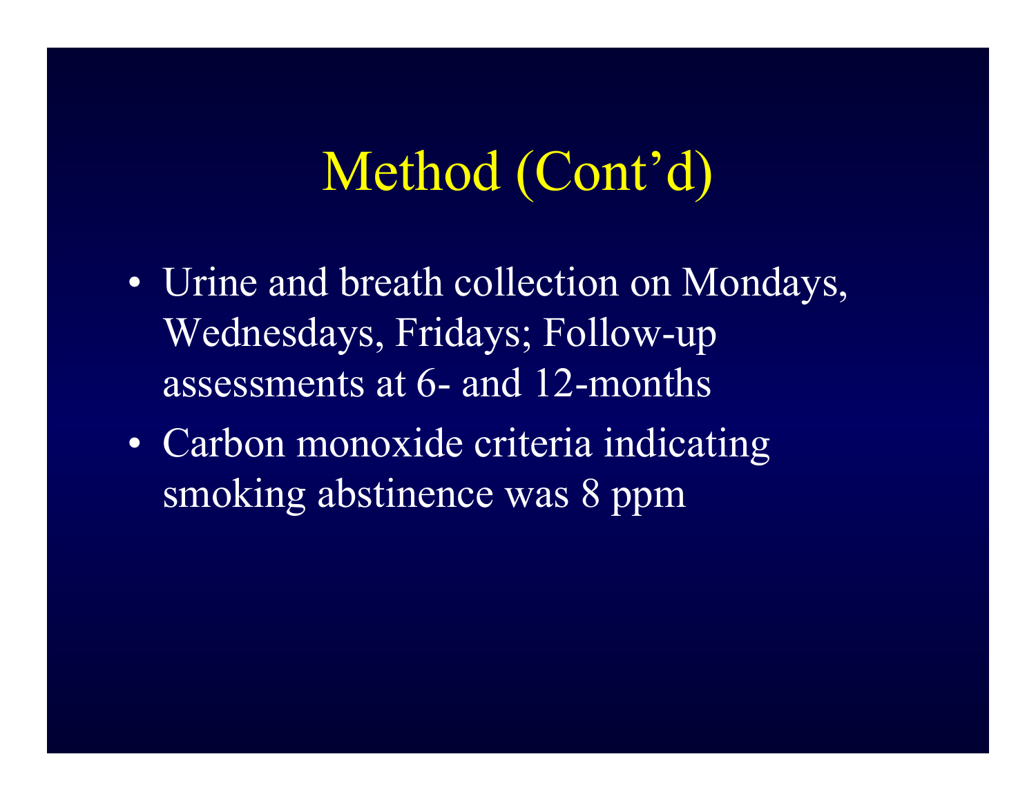# Method (Cont'd)

- Urine and breath collection on Mondays, Wednesdays, Fridays; Follow-up assessments at 6- and 12-months
- Carbon monoxide criteria indicating smoking abstinence was 8 ppm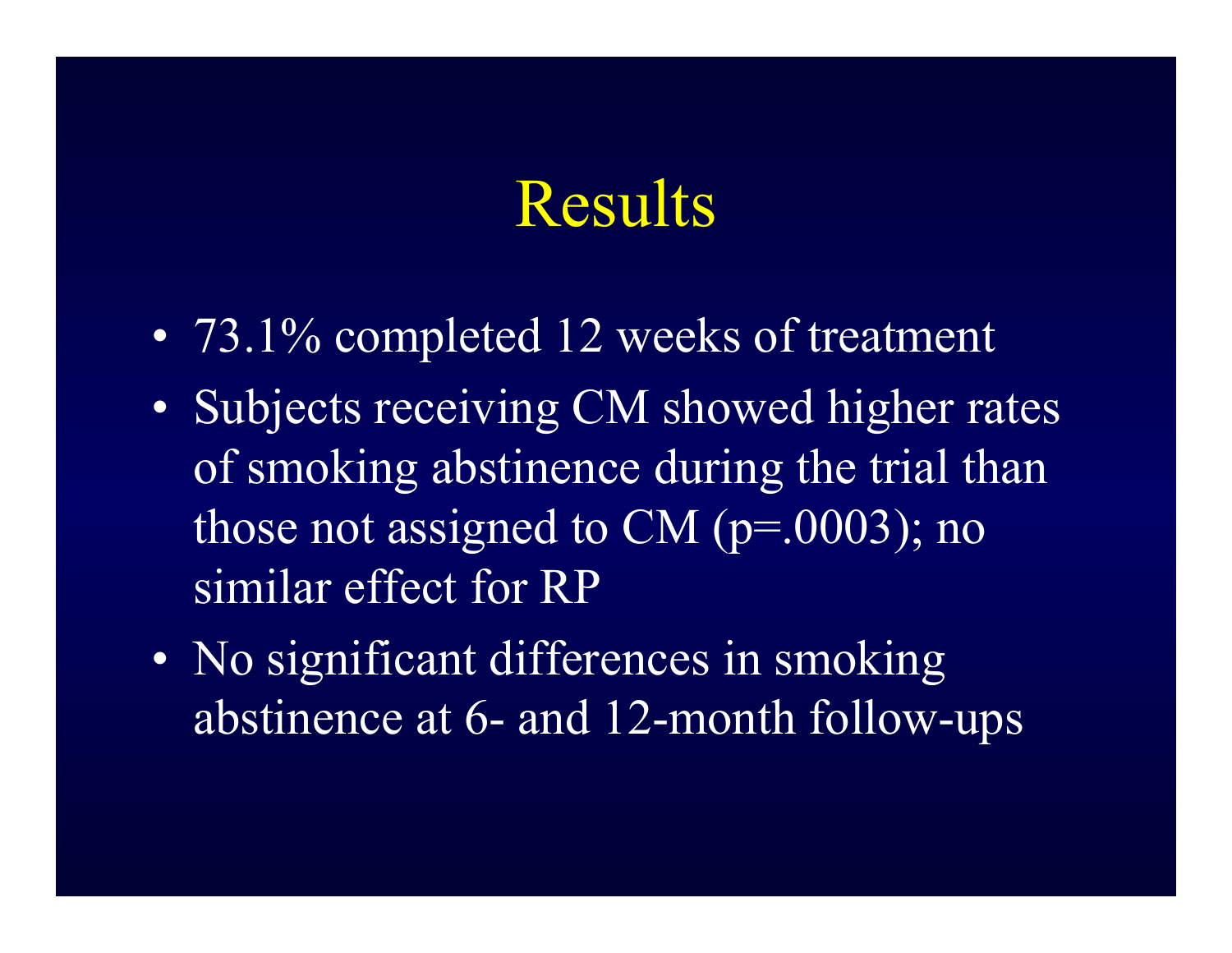# Results

- 73.1% completed 12 weeks of treatment
- Subjects receiving CM showed higher rates of smoking abstinence during the trial than those not assigned to CM ($p=.0003$); no similar effect for RP
- No significant differences in smoking abstinence at 6- and 12-month follow-ups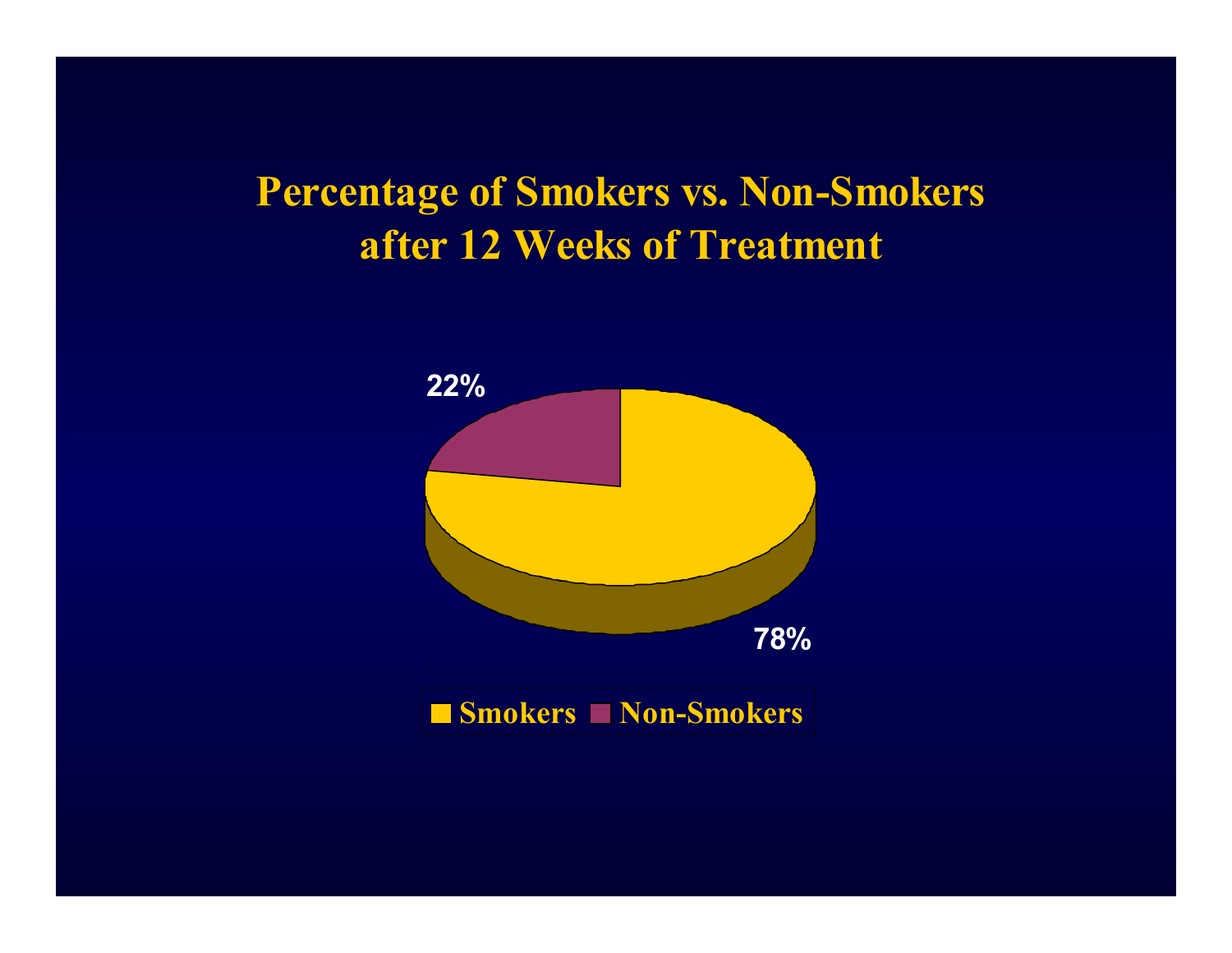# Percentage of Smokers vs. Non-Smokers after 12 Weeks of Treatment

22%

78%

Smokers Non-Smokers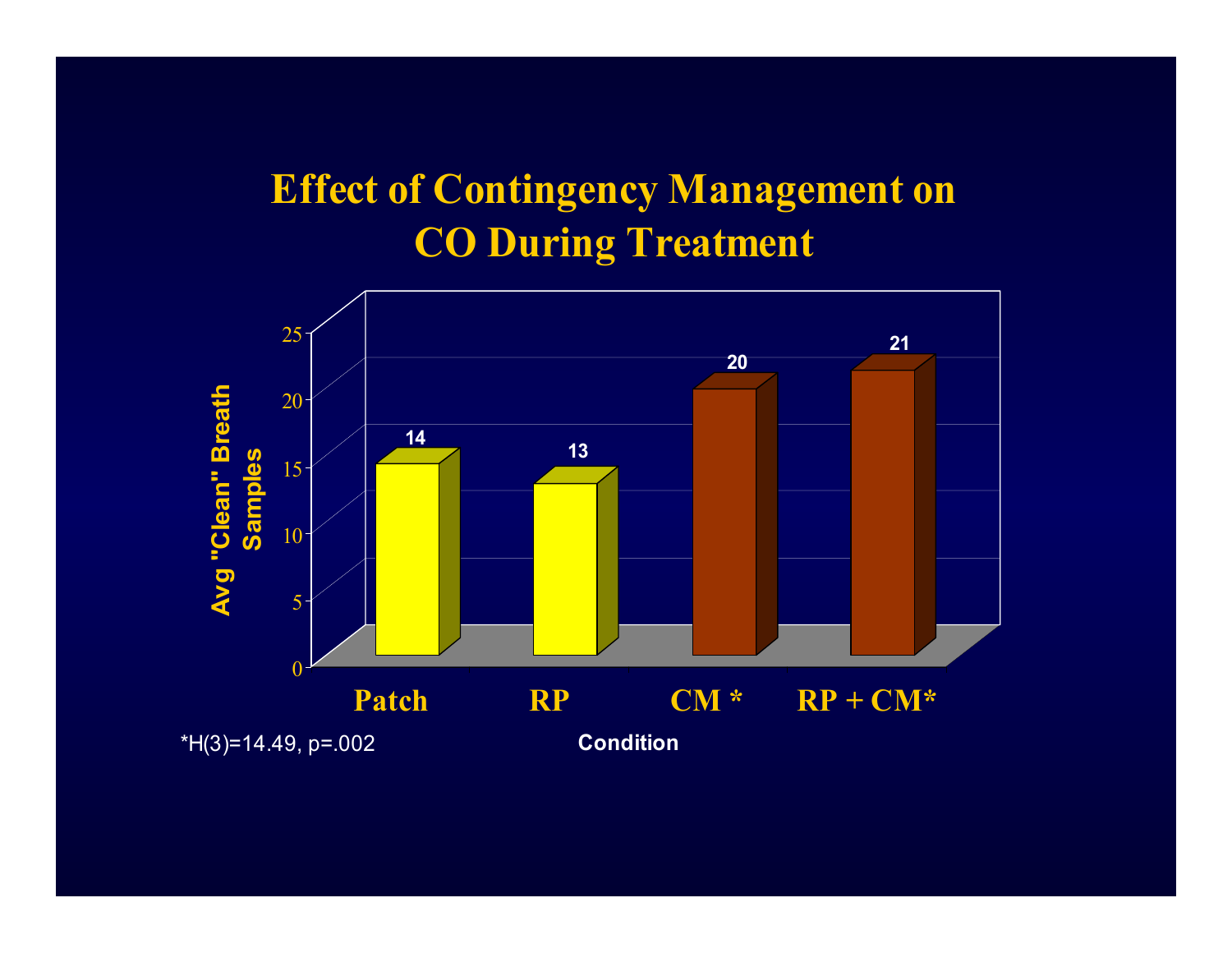# Effect of Contingency Management on CO During Treatment

Avg "Clean" Breath Samples

25
20
15
10
5
0

14
13
20
21

Patch
RP
CM *
RP + CM*

Condition

*H(3)=14.49, p=.002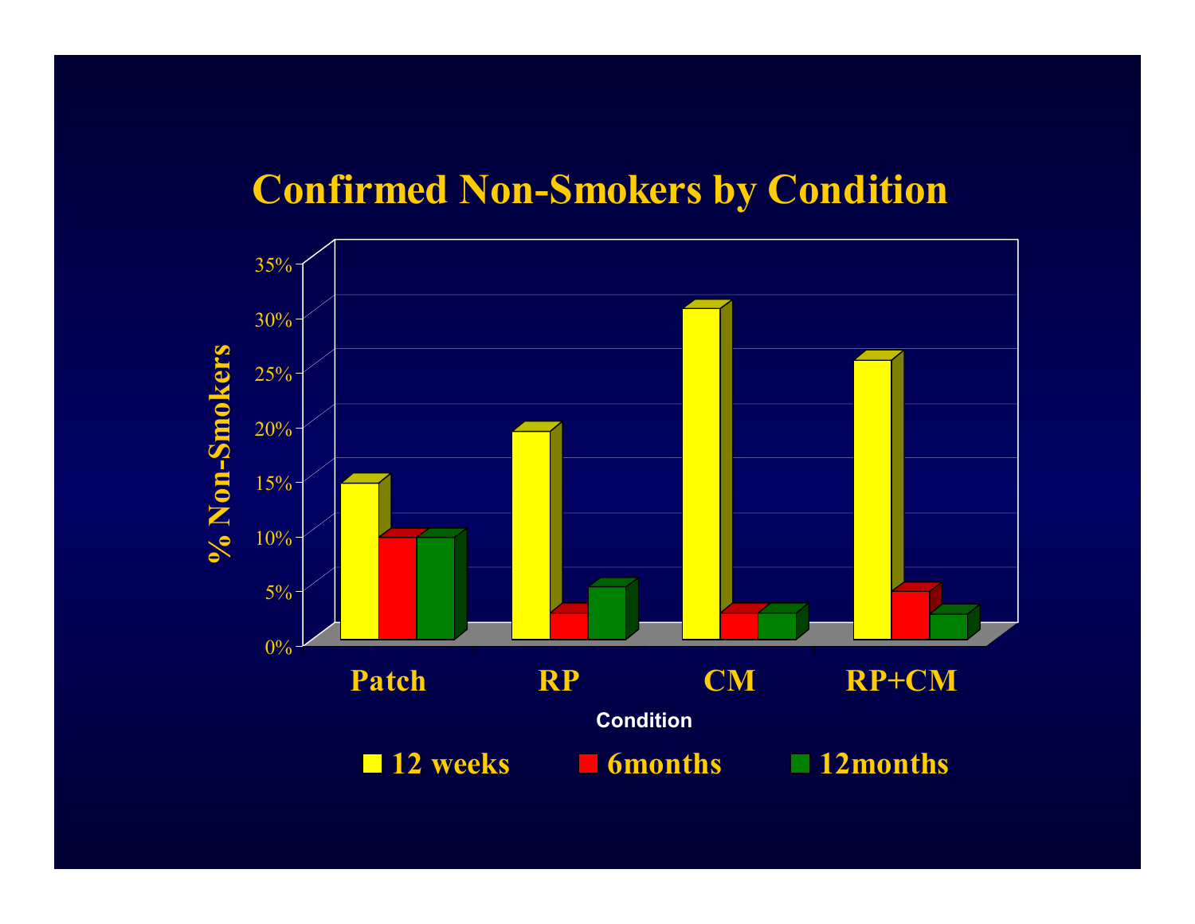# Confirmed Non-Smokers by Condition

% Non-Smokers

35%
30%
25%
20%
15%
10%
5%
0%

Patch
RP
CM
RP+CM

Condition

12 weeks
6months
12months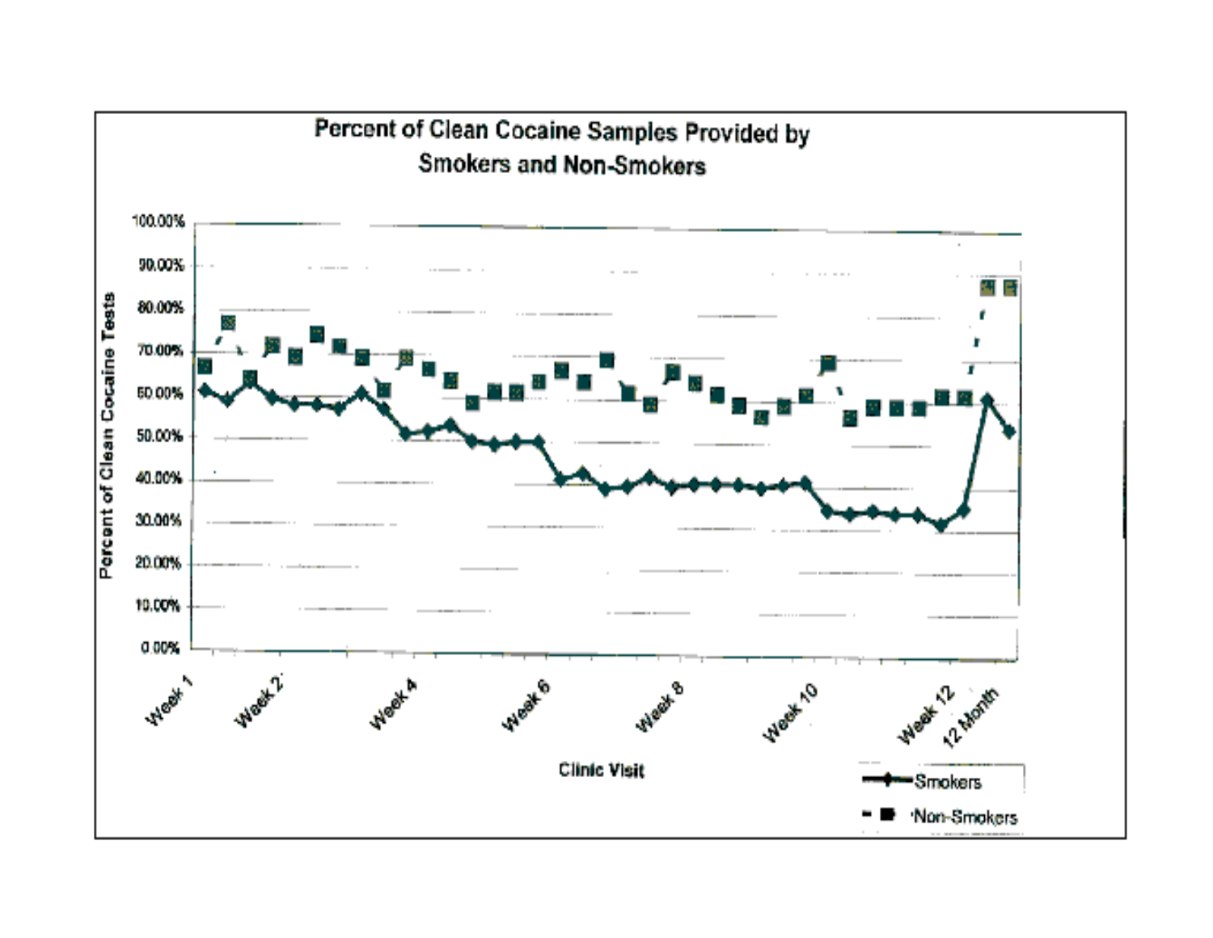Percent of Clean Cocaine Samples Provided by Smokers and Non-Smokers

Percent of Clean Cocaine Tests

100.00%
90.00%
80.00%
70.00%
60.00%
50.00%
40.00%
30.00%
20.00%
10.00%
0.00%

Week 1
Week 2
Week 4
Week 6
Week 8
Week 10
Week 12
12 Month

Clinic Visit

Smokers
Non-Smokers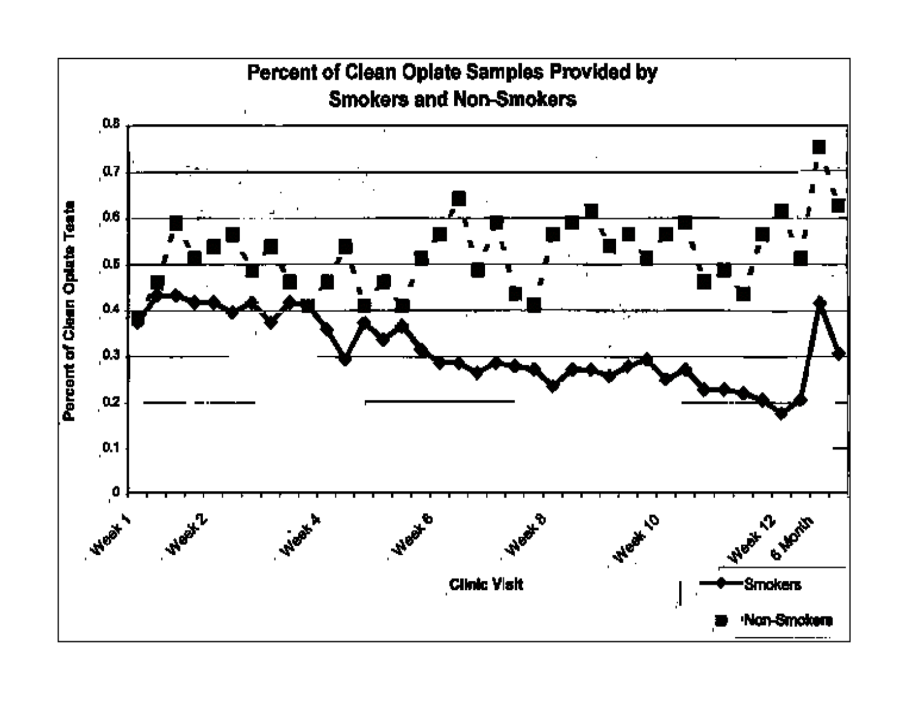**Percent of Clean Opiate Samples Provided by Smokers and Non-Smokers**

Percent of Clean Opiate Tests

0.8
0.7
0.6
0.5
0.4
0.3
0.2
0.1
0

Week 1
Week 2
Week 4
Week 6
Week 8
Week 10
Week 12
6 Month

Clinic Visit

Smokers

Non-Smokers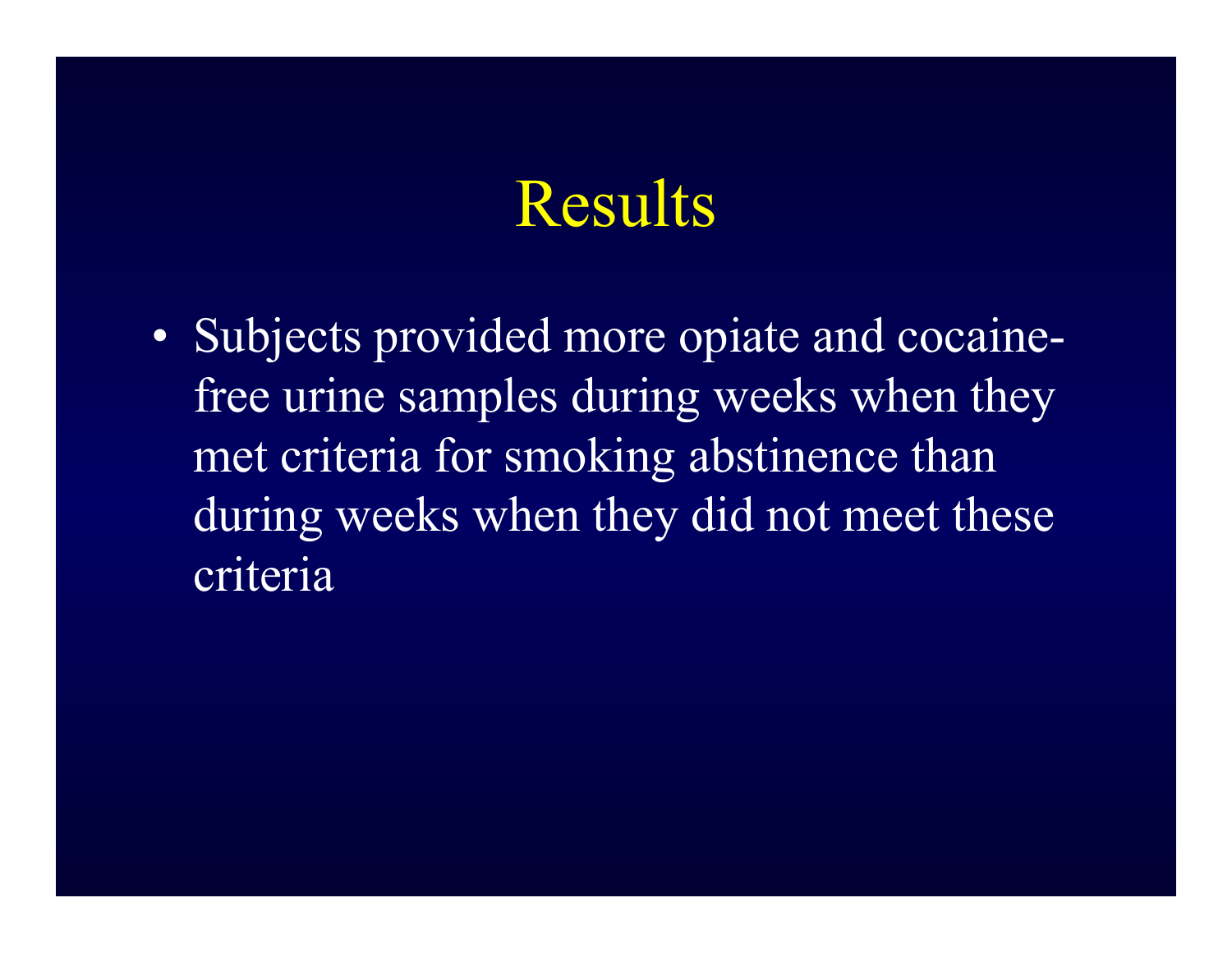# Results

- Subjects provided more opiate and cocaine-free urine samples during weeks when they met criteria for smoking abstinence than during weeks when they did not meet these criteria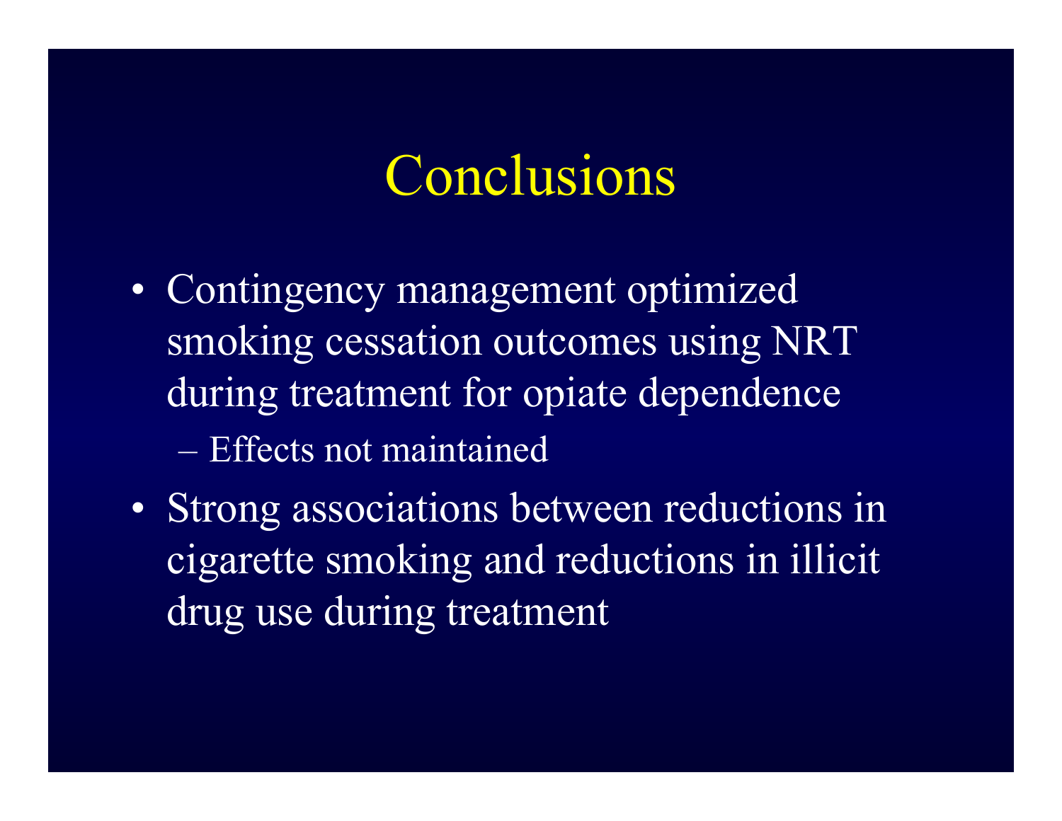# Conclusions

- Contingency management optimized smoking cessation outcomes using NRT during treatment for opiate dependence
  - Effects not maintained
- Strong associations between reductions in cigarette smoking and reductions in illicit drug use during treatment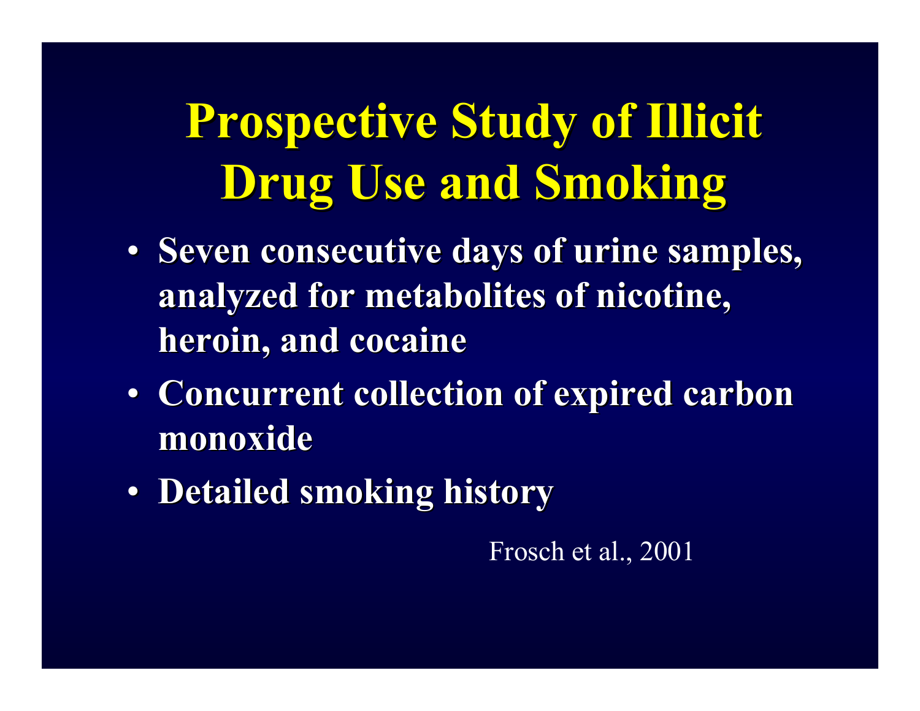# Prospective Study of Illicit Drug Use and Smoking

- **Seven consecutive days of urine samples, analyzed for metabolites of nicotine, heroin, and cocaine**
- **Concurrent collection of expired carbon monoxide**
- **Detailed smoking history**

Frosch et al., 2001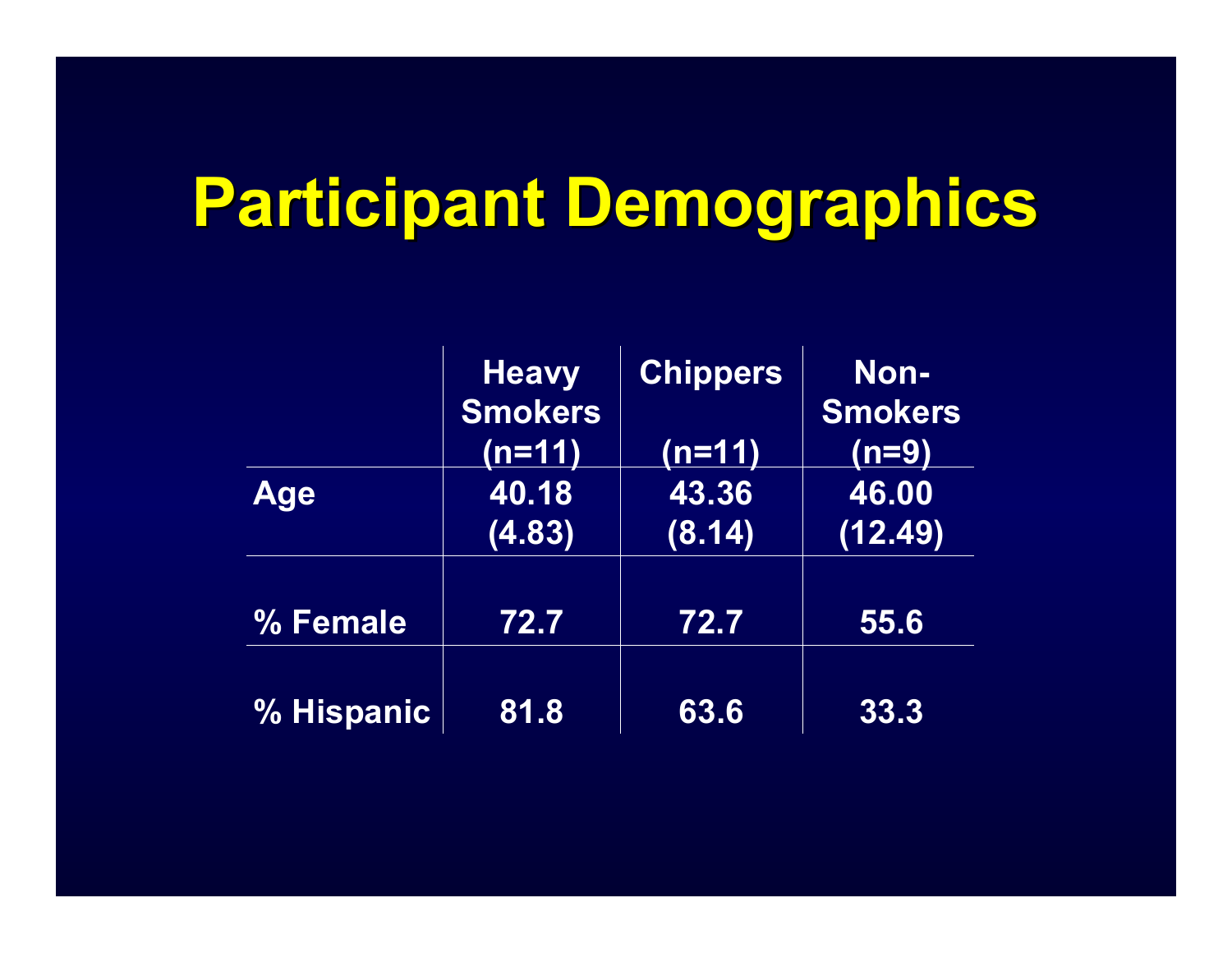# Participant Demographics

| | Heavy Smokers (n=11) | Chippers (n=11) | Non-Smokers (n=9) |
|---|---|---|---|
| Age | 40.18 (4.83) | 43.36 (8.14) | 46.00 (12.49) |
| % Female | 72.7 | 72.7 | 55.6 |
| % Hispanic | 81.8 | 63.6 | 33.3 |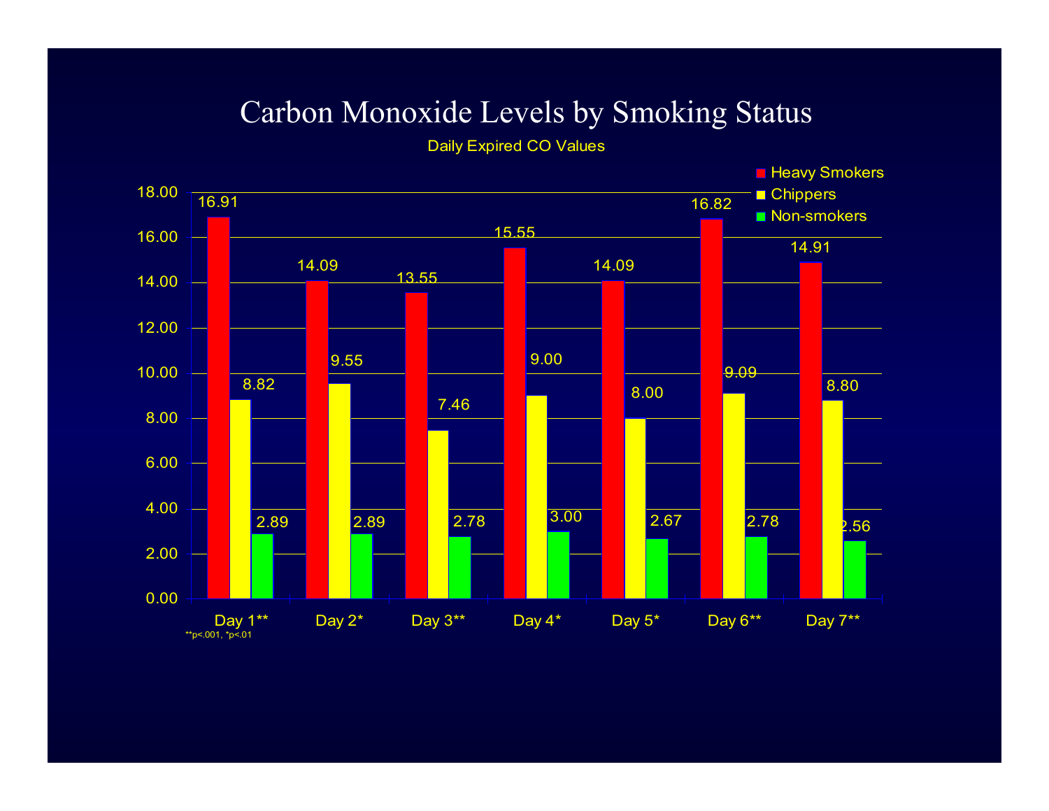# Carbon Monoxide Levels by Smoking Status

Daily Expired CO Values

Heavy Smokers
Chippers
Non-smokers

18.00
16.00
14.00
12.00
10.00
8.00
6.00
4.00
2.00
0.00

16.91 8.82 2.89
14.09 9.55 2.89
13.55 7.46 2.78
15.55 9.00 3.00
14.09 8.00 2.67
16.82 9.09 2.78
14.91 8.80 2.56

Day 1** Day 2* Day 3** Day 4* Day 5* Day 6** Day 7**

**p<.001, *p<.01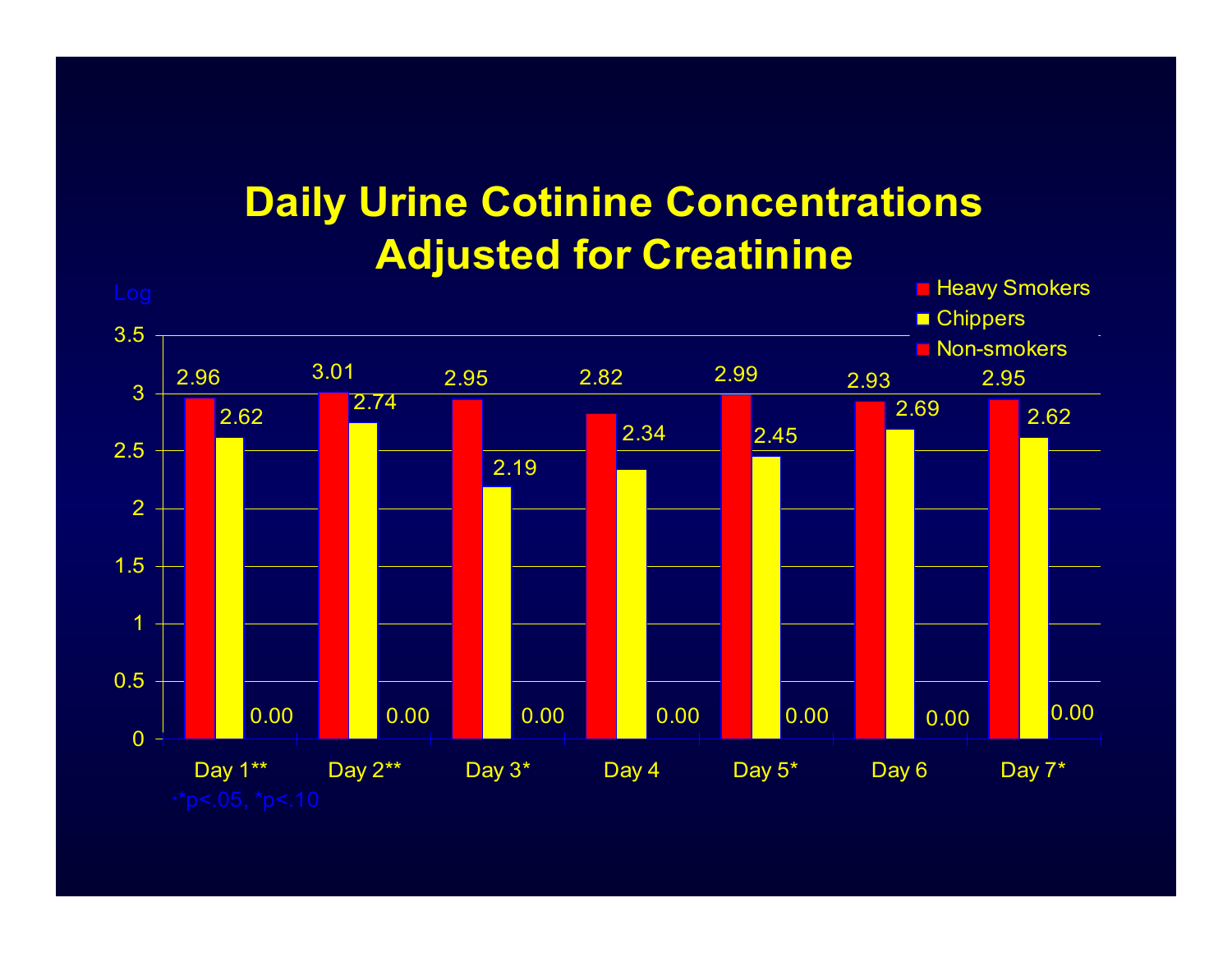# Daily Urine Cotinine Concentrations Adjusted for Creatinine

Log

Heavy Smokers
Chippers
Non-smokers

3.5
3
2.5
2
1.5
1
0.5
0

2.96 2.62 0.00
3.01 2.74 0.00
2.95 2.19 0.00
2.82 2.34 0.00
2.99 2.45 0.00
2.93 2.69 0.00
2.95 2.62 0.00

Day 1** Day 2** Day 3* Day 4 Day 5* Day 6 Day 7*

·*p<.05, *p<.10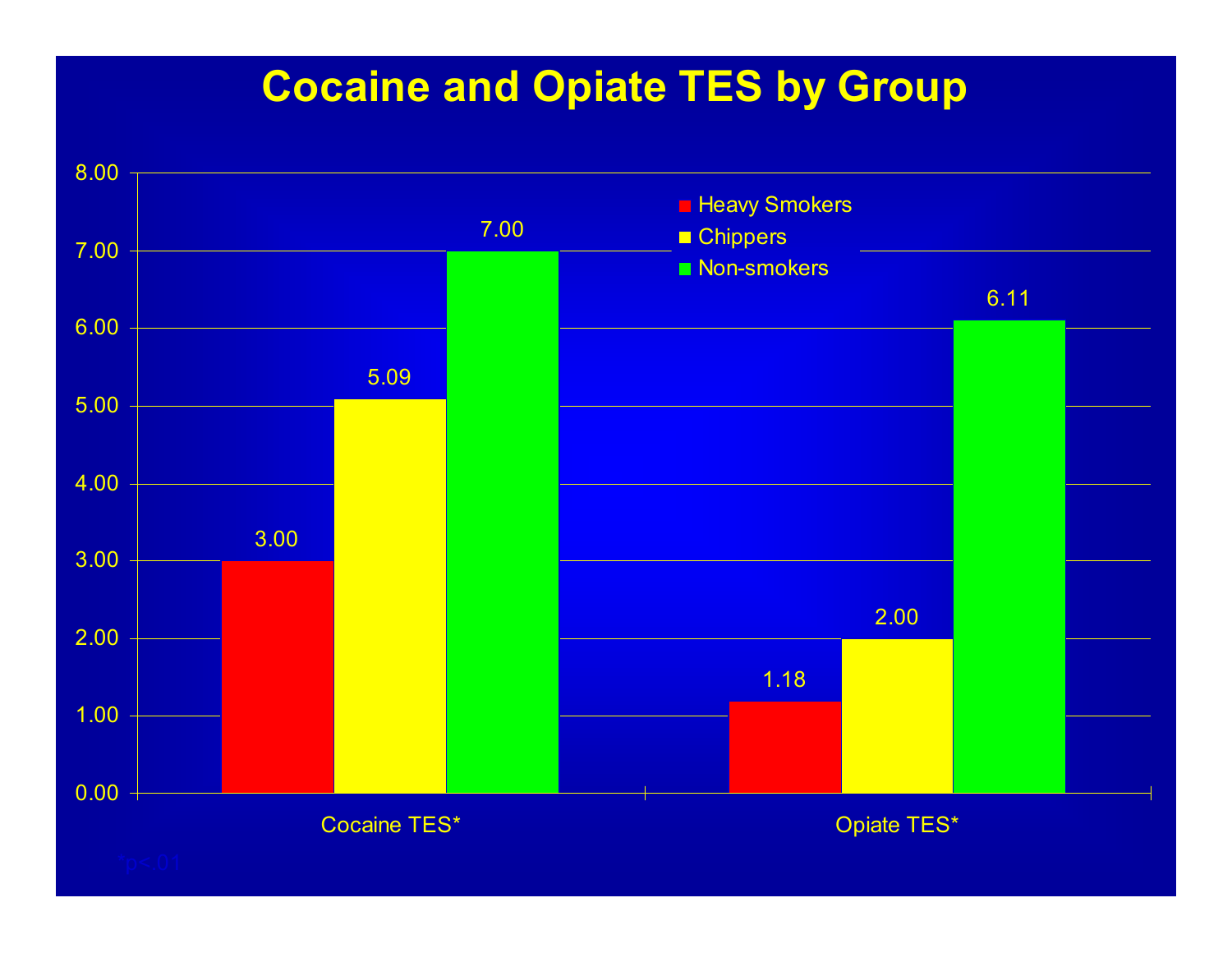# Cocaine and Opiate TES by Group

8.00
7.00
6.00
5.00
4.00
3.00
2.00
1.00
0.00

Heavy Smokers
Chippers
Non-smokers

3.00
5.09
7.00
1.18
2.00
6.11

Cocaine TES*
Opiate TES*

*p<.01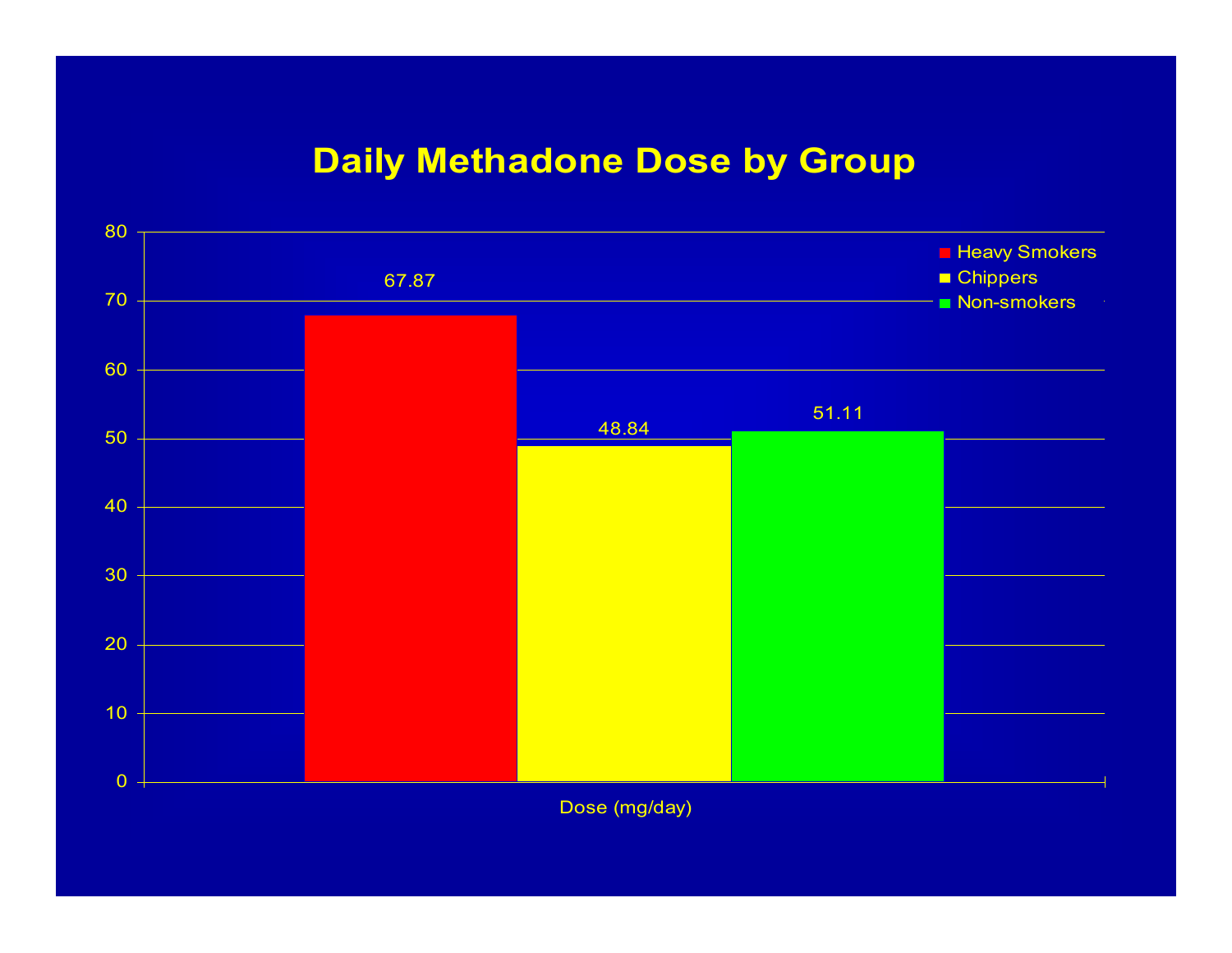# Daily Methadone Dose by Group

80
70
60
50
40
30
20
10
0

67.87

48.84

51.11

Heavy Smokers
Chippers
Non-smokers

Dose (mg/day)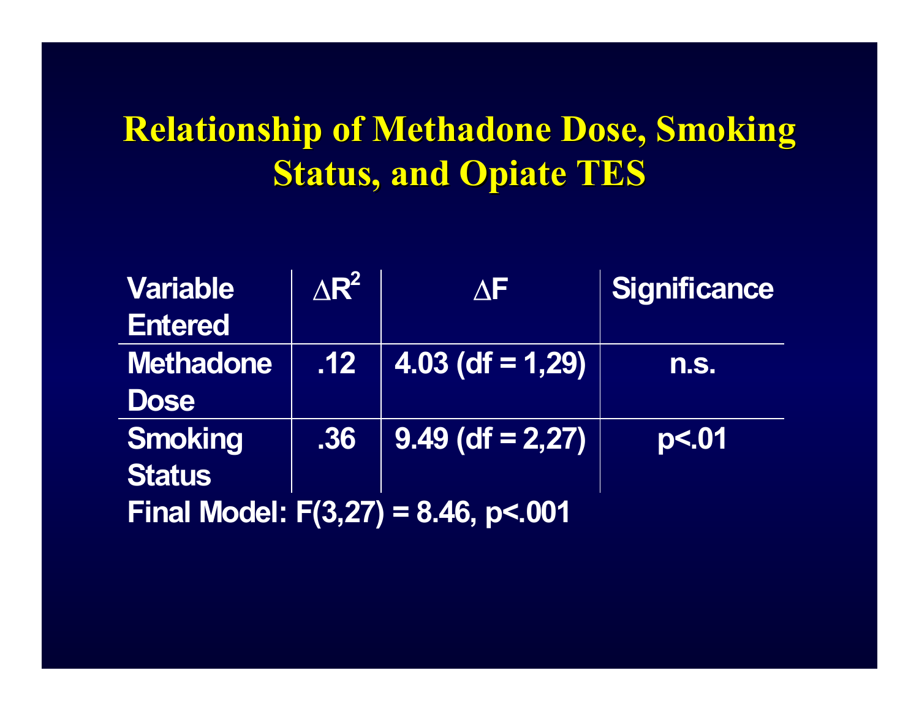# Relationship of Methadone Dose, Smoking Status, and Opiate TES

| Variable Entered | $\Delta R^2$ | $\Delta F$ | Significance |
|---|---|---|---|
| Methadone Dose | .12 | 4.03 (df = 1,29) | n.s. |
| Smoking Status | .36 | 9.49 (df = 2,27) | $p<.01$ |

Final Model: $F(3,27) = 8.46$, $p<.001$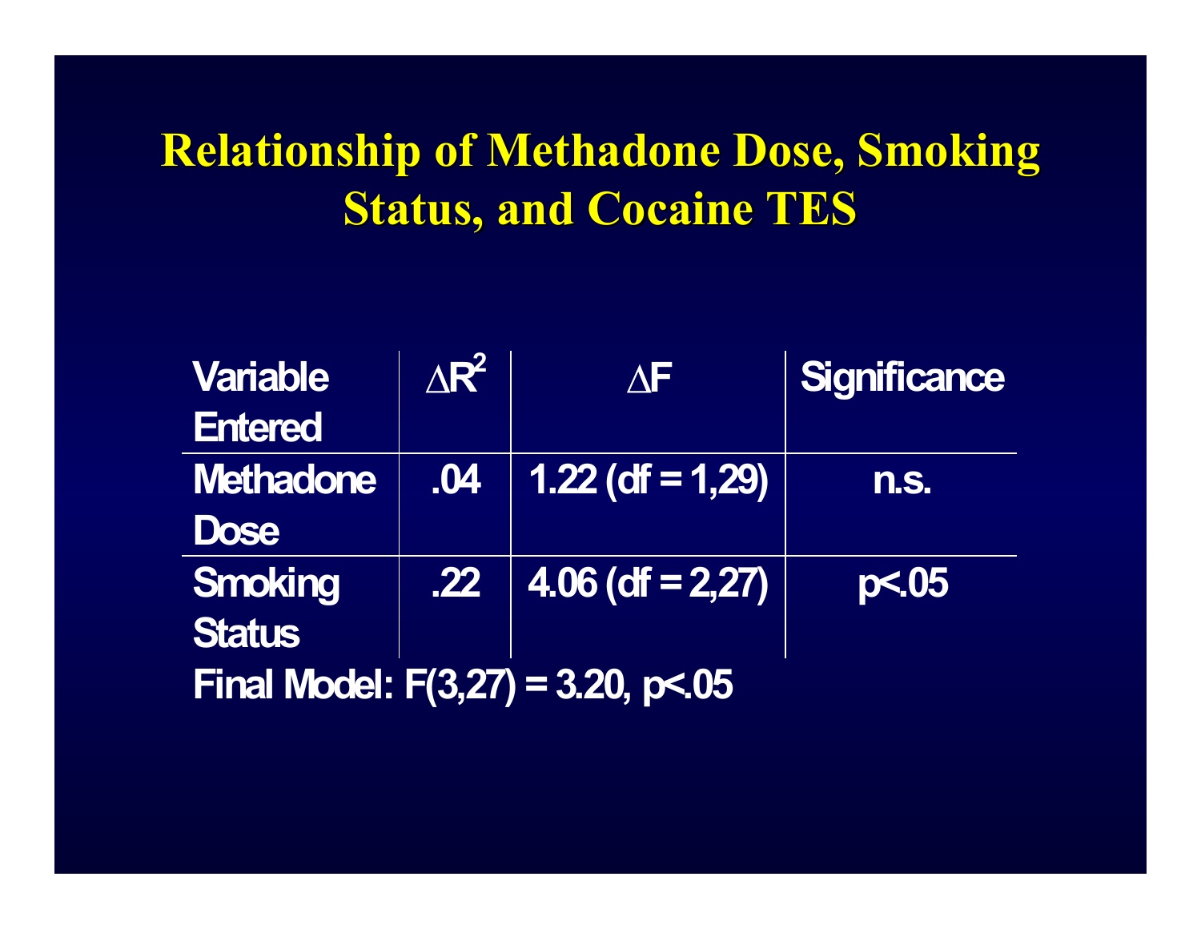# Relationship of Methadone Dose, Smoking Status, and Cocaine TES

| Variable Entered | $\Delta R^2$ | $\Delta F$ | Significance |
|---|---|---|---|
| Methadone Dose | .04 | 1.22 (df = 1,29) | n.s. |
| Smoking Status | .22 | 4.06 (df = 2,27) | $p<.05$ |

Final Model: $F(3,27) = 3.20$, $p<.05$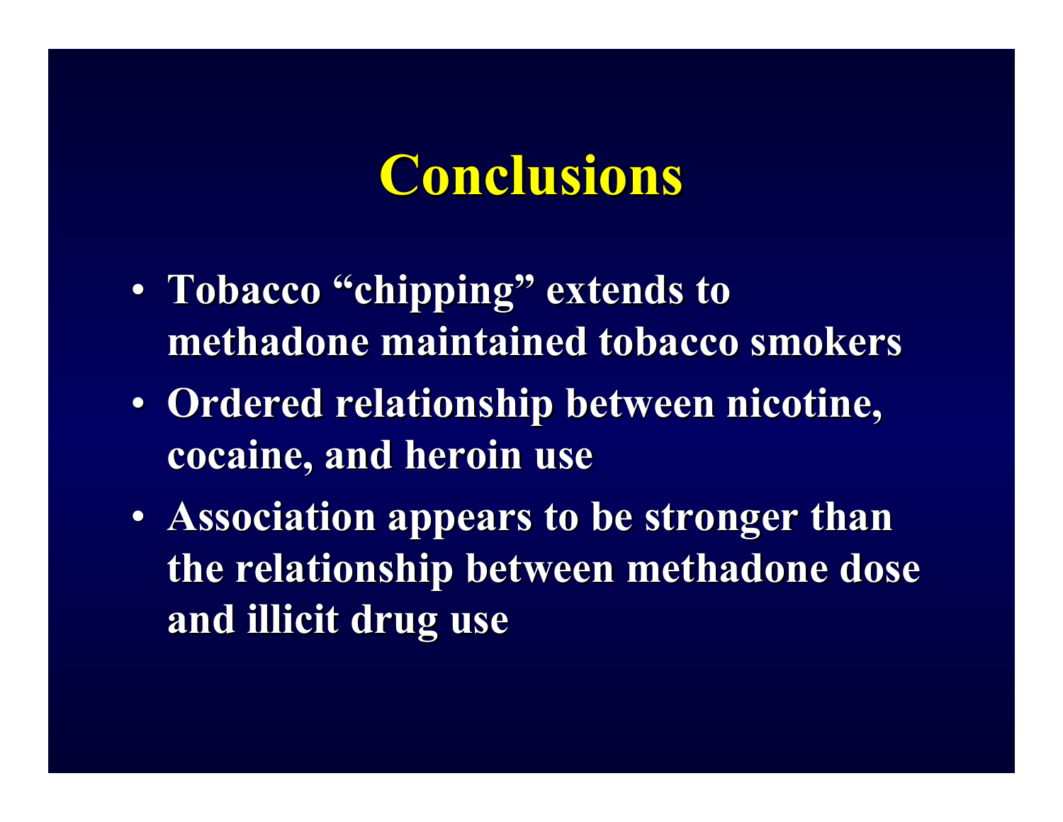# Conclusions

- Tobacco "chipping" extends to methadone maintained tobacco smokers
- Ordered relationship between nicotine, cocaine, and heroin use
- Association appears to be stronger than the relationship between methadone dose and illicit drug use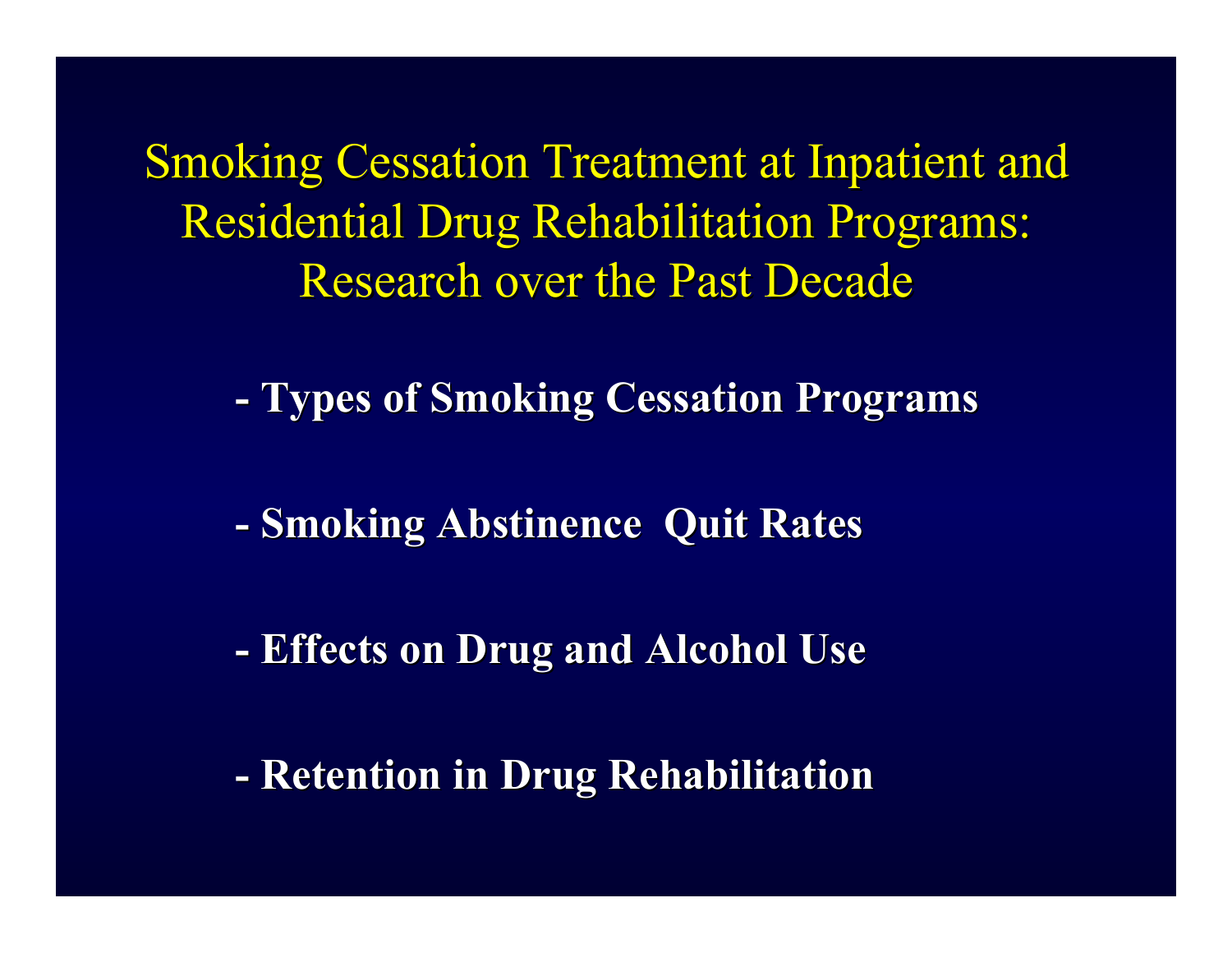# Smoking Cessation Treatment at Inpatient and Residential Drug Rehabilitation Programs: Research over the Past Decade

**- Types of Smoking Cessation Programs**

**- Smoking Abstinence Quit Rates**

**- Effects on Drug and Alcohol Use**

**- Retention in Drug Rehabilitation**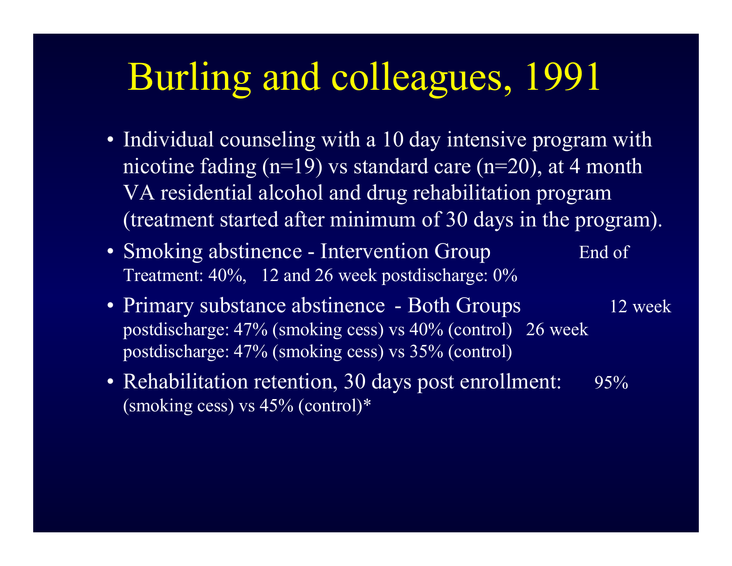# Burling and colleagues, 1991

- Individual counseling with a 10 day intensive program with nicotine fading (n=19) vs standard care (n=20), at 4 month VA residential alcohol and drug rehabilitation program (treatment started after minimum of 30 days in the program).
- Smoking abstinence - Intervention Group End of Treatment: 40%, 12 and 26 week postdischarge: 0%
- Primary substance abstinence - Both Groups 12 week postdischarge: 47% (smoking cess) vs 40% (control) 26 week postdischarge: 47% (smoking cess) vs 35% (control)
- Rehabilitation retention, 30 days post enrollment: 95% (smoking cess) vs 45% (control)*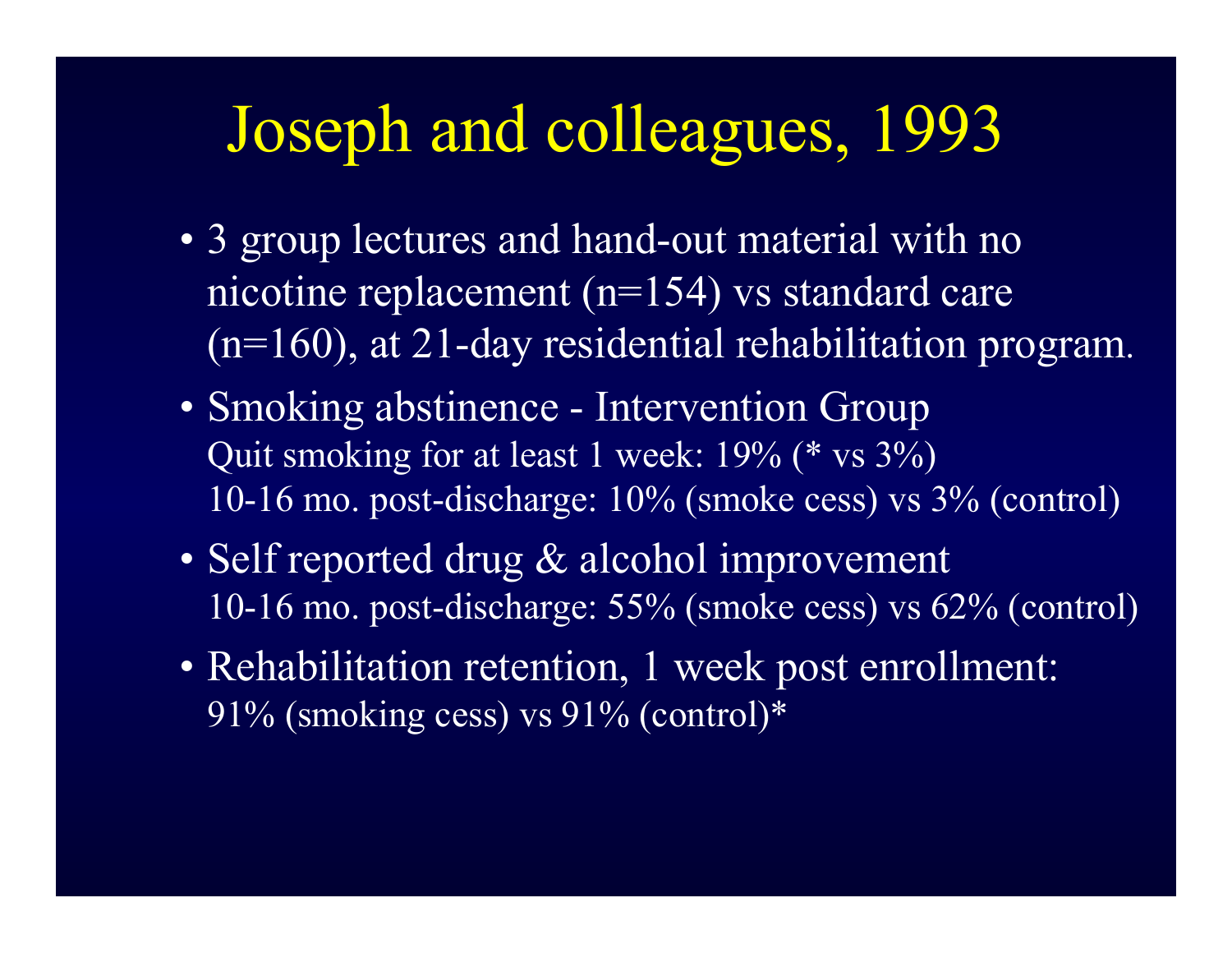# Joseph and colleagues, 1993

- 3 group lectures and hand-out material with no nicotine replacement (n=154) vs standard care (n=160), at 21-day residential rehabilitation program.
- Smoking abstinence - Intervention Group
  Quit smoking for at least 1 week: 19% (* vs 3%)
  10-16 mo. post-discharge: 10% (smoke cess) vs 3% (control)
- Self reported drug & alcohol improvement
  10-16 mo. post-discharge: 55% (smoke cess) vs 62% (control)
- Rehabilitation retention, 1 week post enrollment:
  91% (smoking cess) vs 91% (control)*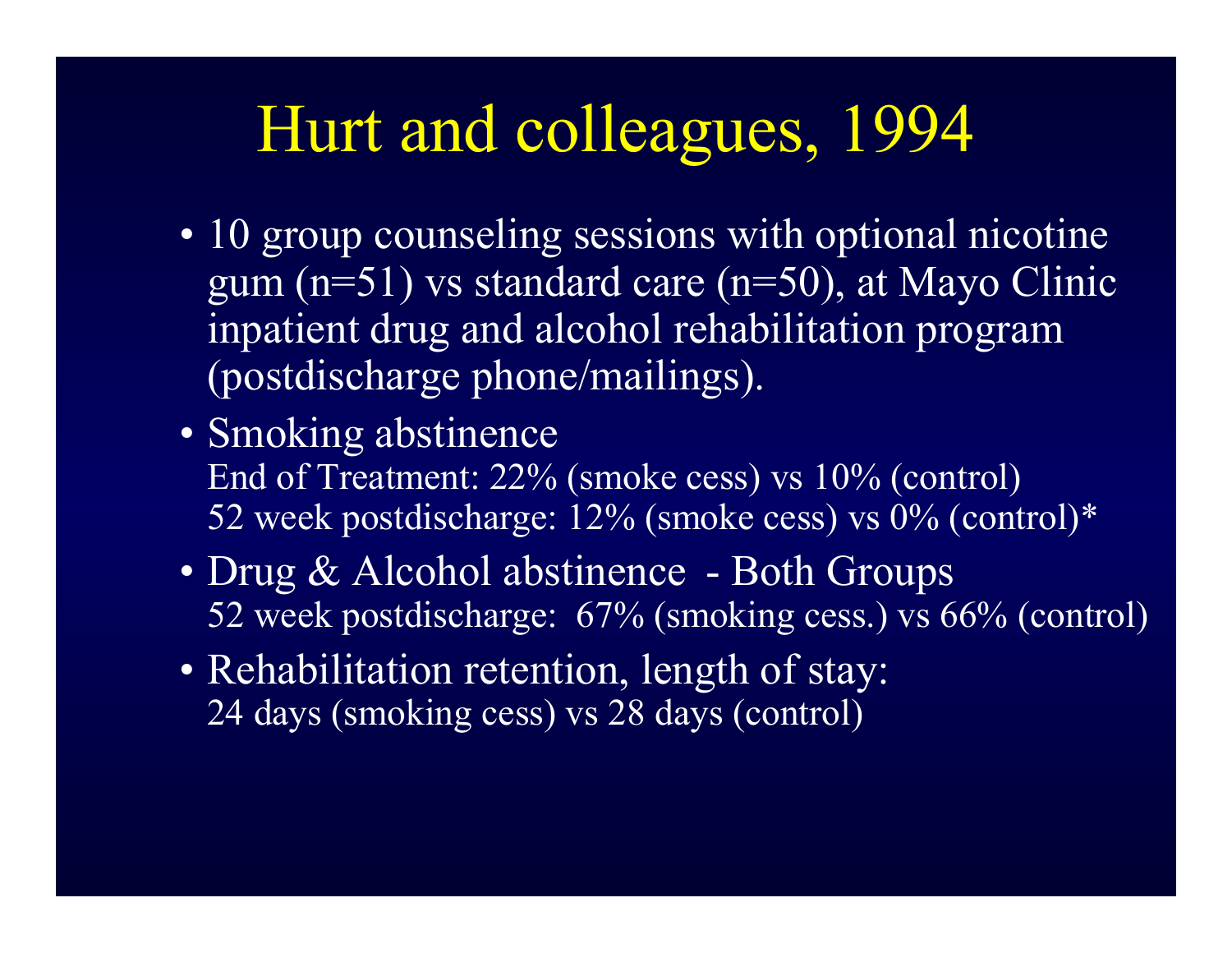# Hurt and colleagues, 1994

- 10 group counseling sessions with optional nicotine gum (n=51) vs standard care (n=50), at Mayo Clinic inpatient drug and alcohol rehabilitation program (postdischarge phone/mailings).
- Smoking abstinence
  End of Treatment: 22% (smoke cess) vs 10% (control)
  52 week postdischarge: 12% (smoke cess) vs 0% (control)*
- Drug & Alcohol abstinence - Both Groups
  52 week postdischarge: 67% (smoking cess.) vs 66% (control)
- Rehabilitation retention, length of stay:
  24 days (smoking cess) vs 28 days (control)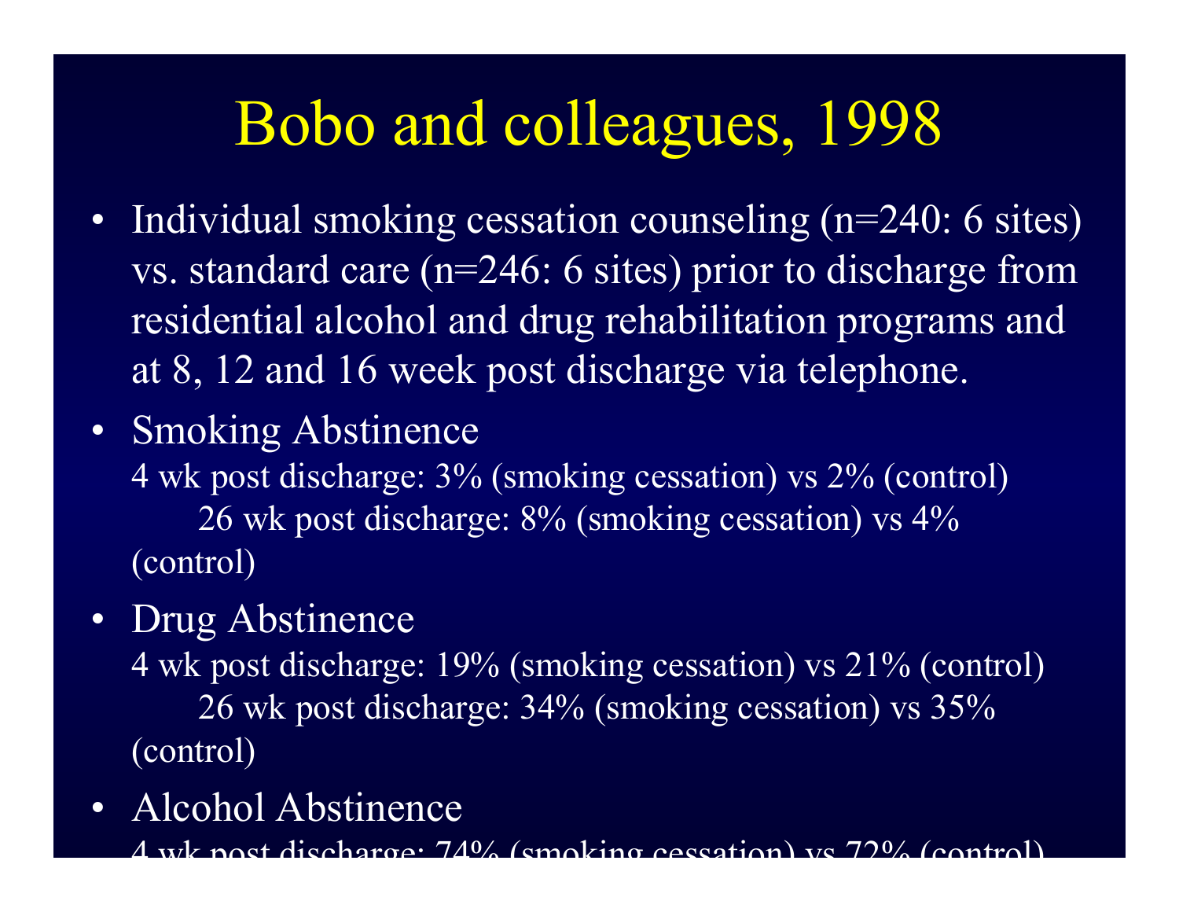# Bobo and colleagues, 1998

- Individual smoking cessation counseling (n=240: 6 sites) vs. standard care (n=246: 6 sites) prior to discharge from residential alcohol and drug rehabilitation programs and at 8, 12 and 16 week post discharge via telephone.
- Smoking Abstinence
  4 wk post discharge: 3% (smoking cessation) vs 2% (control)
  26 wk post discharge: 8% (smoking cessation) vs 4% (control)
- Drug Abstinence
  4 wk post discharge: 19% (smoking cessation) vs 21% (control)
  26 wk post discharge: 34% (smoking cessation) vs 35% (control)
- Alcohol Abstinence
  4 wk post discharge: 74% (smoking cessation) vs 72% (control)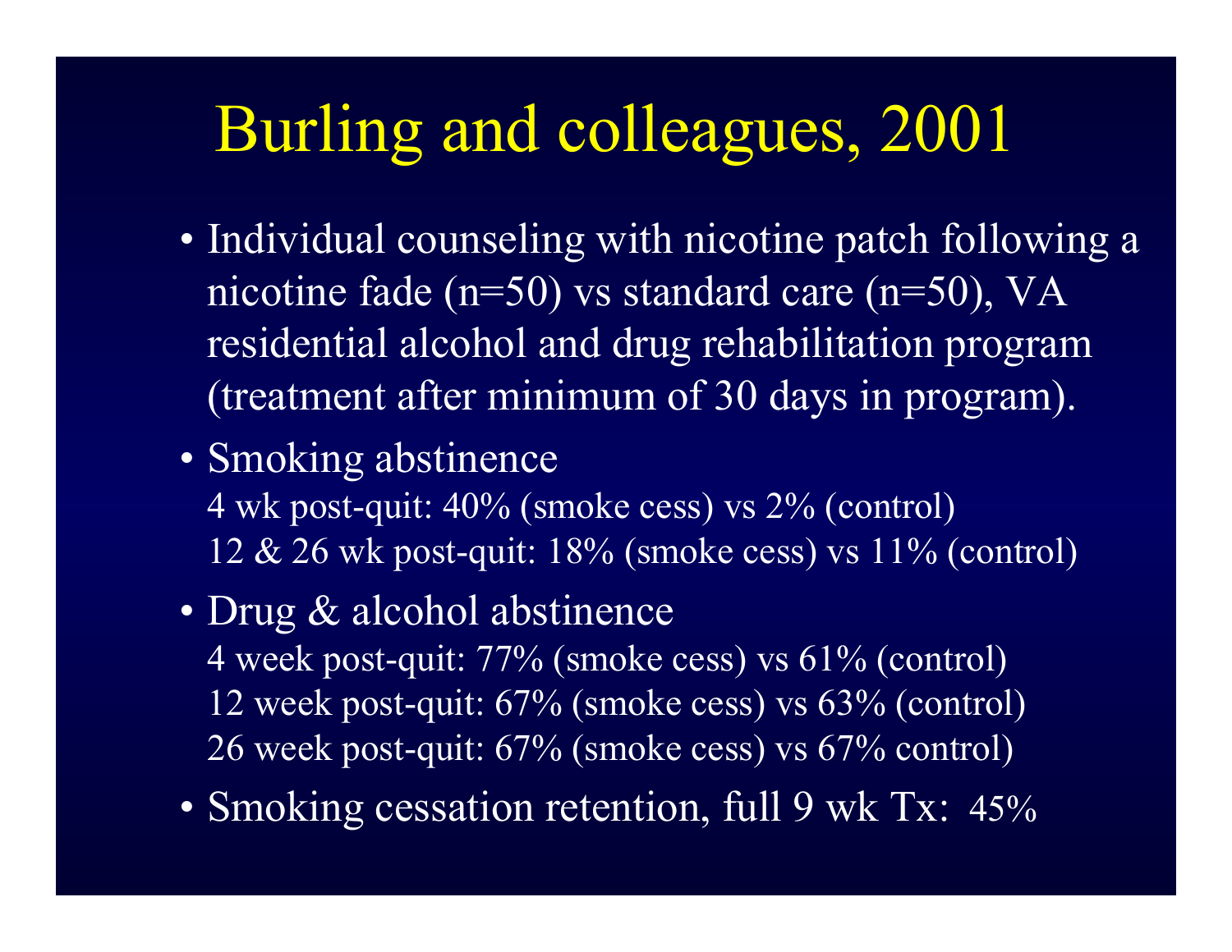# Burling and colleagues, 2001

- Individual counseling with nicotine patch following a nicotine fade (n=50) vs standard care (n=50), VA residential alcohol and drug rehabilitation program (treatment after minimum of 30 days in program).
- Smoking abstinence
  4 wk post-quit: 40% (smoke cess) vs 2% (control)
  12 & 26 wk post-quit: 18% (smoke cess) vs 11% (control)
- Drug & alcohol abstinence
  4 week post-quit: 77% (smoke cess) vs 61% (control)
  12 week post-quit: 67% (smoke cess) vs 63% (control)
  26 week post-quit: 67% (smoke cess) vs 67% control)
- Smoking cessation retention, full 9 wk Tx: 45%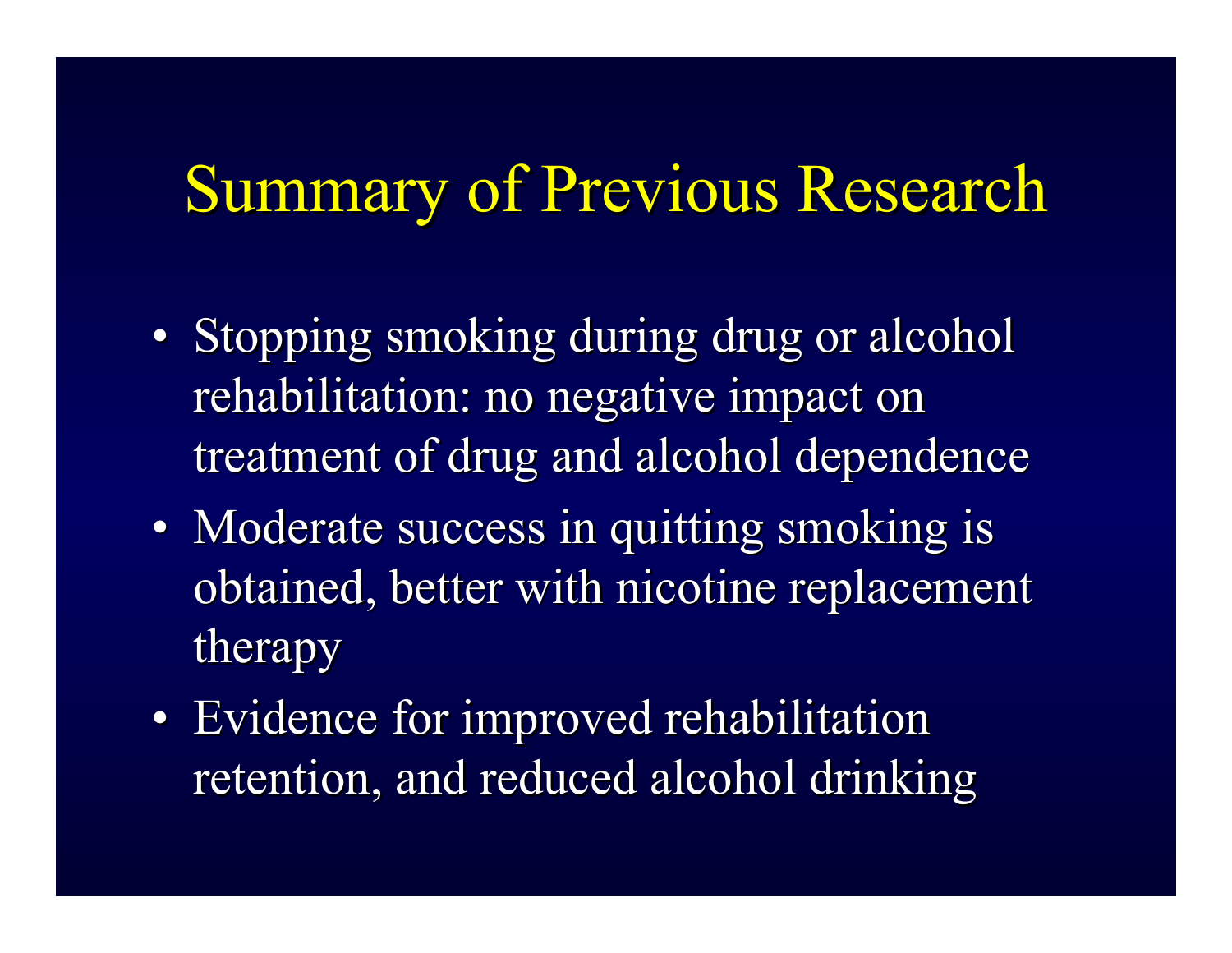# Summary of Previous Research

- Stopping smoking during drug or alcohol rehabilitation: no negative impact on treatment of drug and alcohol dependence
- Moderate success in quitting smoking is obtained, better with nicotine replacement therapy
- Evidence for improved rehabilitation retention, and reduced alcohol drinking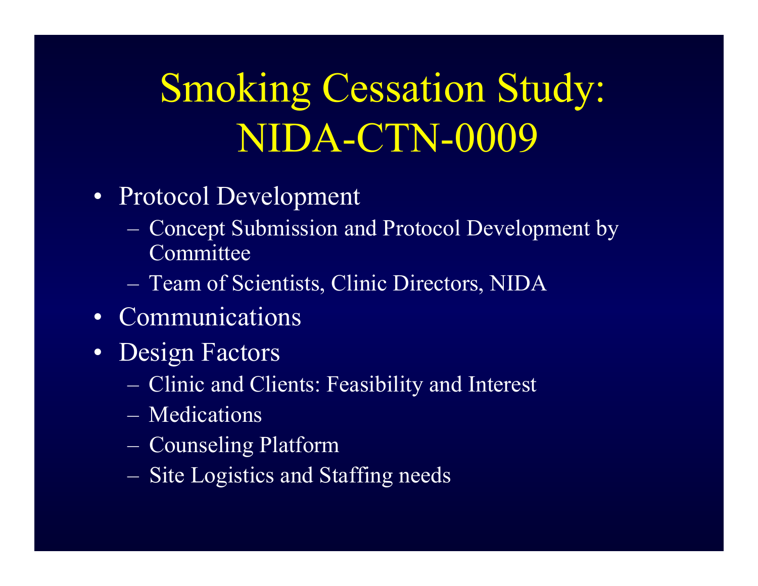# Smoking Cessation Study: NIDA-CTN-0009

- Protocol Development
  - Concept Submission and Protocol Development by Committee
  - Team of Scientists, Clinic Directors, NIDA
- Communications
- Design Factors
  - Clinic and Clients: Feasibility and Interest
  - Medications
  - Counseling Platform
  - Site Logistics and Staffing needs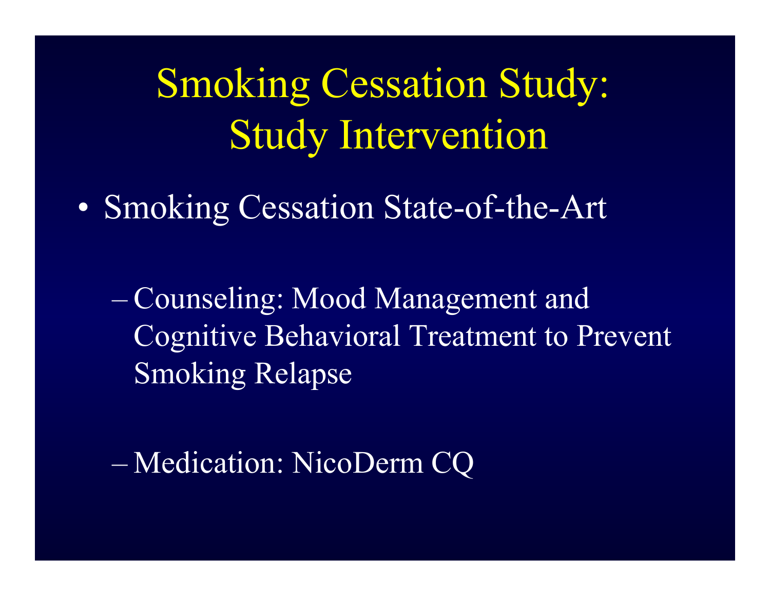# Smoking Cessation Study: Study Intervention

- Smoking Cessation State-of-the-Art
  - Counseling: Mood Management and Cognitive Behavioral Treatment to Prevent Smoking Relapse
  - Medication: NicoDerm CQ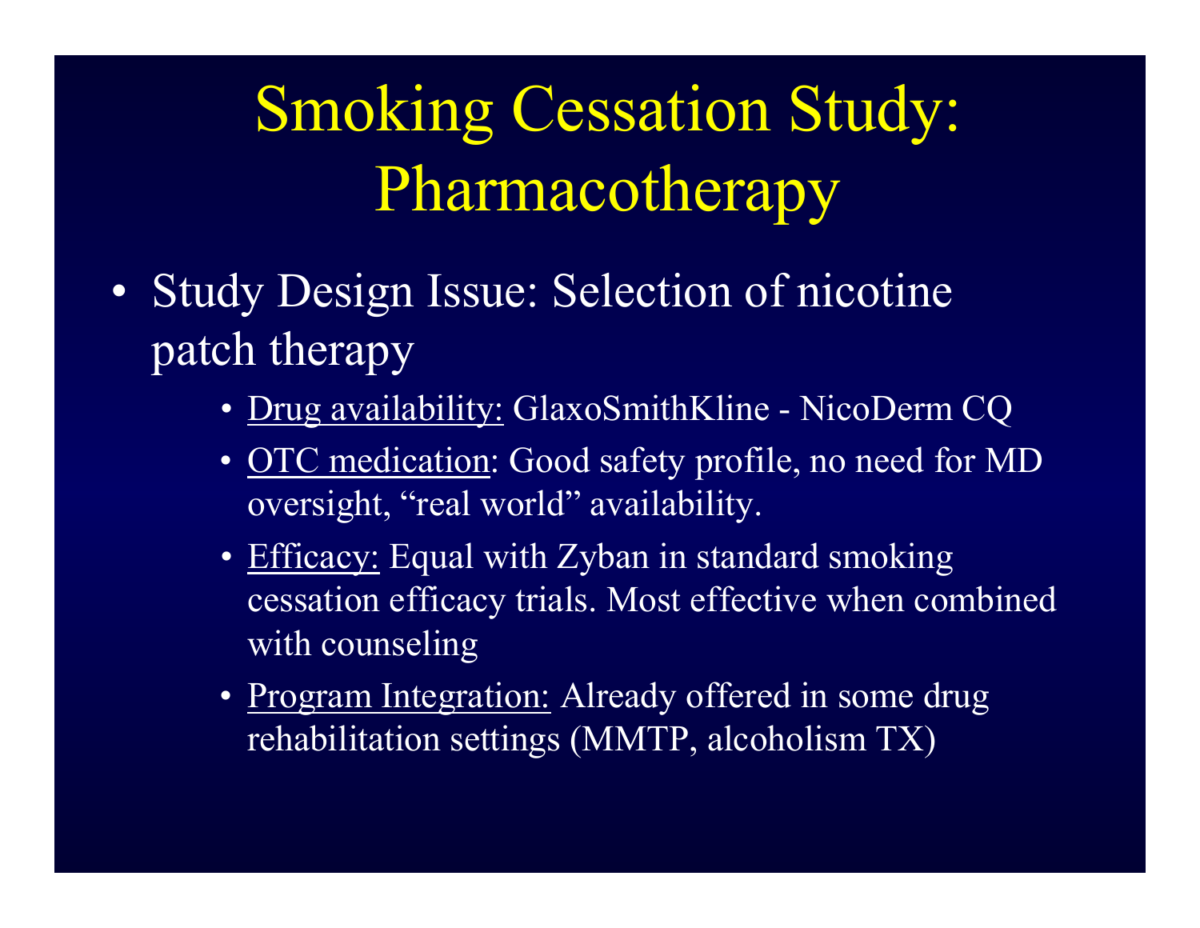# Smoking Cessation Study: Pharmacotherapy

- Study Design Issue: Selection of nicotine patch therapy
  - Drug availability: GlaxoSmithKline - NicoDerm CQ
  - OTC medication: Good safety profile, no need for MD oversight, "real world" availability.
  - Efficacy: Equal with Zyban in standard smoking cessation efficacy trials. Most effective when combined with counseling
  - Program Integration: Already offered in some drug rehabilitation settings (MMTP, alcoholism TX)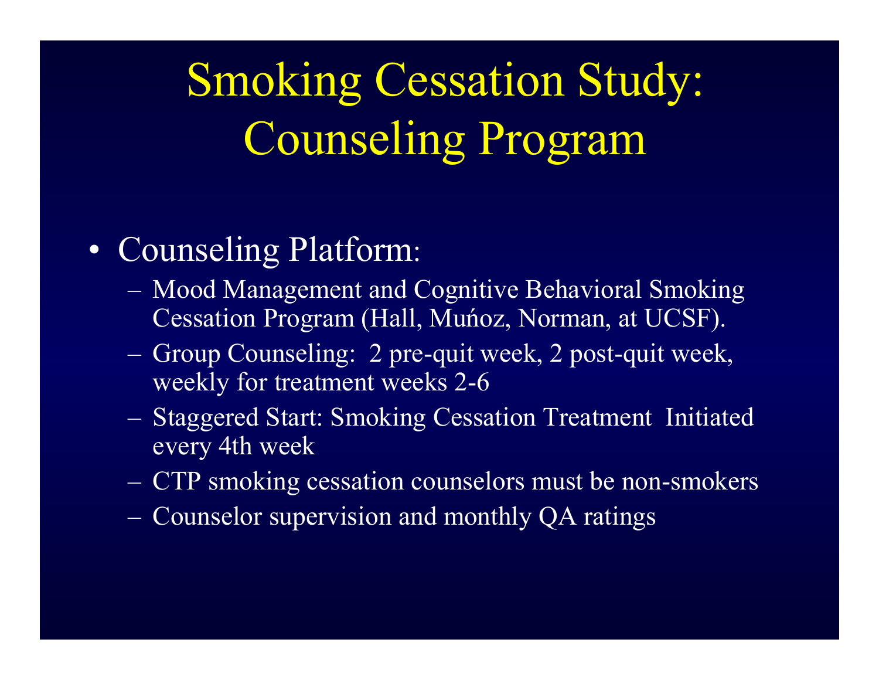# Smoking Cessation Study: Counseling Program

- Counseling Platform:
  - Mood Management and Cognitive Behavioral Smoking Cessation Program (Hall, Muńoz, Norman, at UCSF).
  - Group Counseling: 2 pre-quit week, 2 post-quit week, weekly for treatment weeks 2-6
  - Staggered Start: Smoking Cessation Treatment Initiated every 4th week
  - CTP smoking cessation counselors must be non-smokers
  - Counselor supervision and monthly QA ratings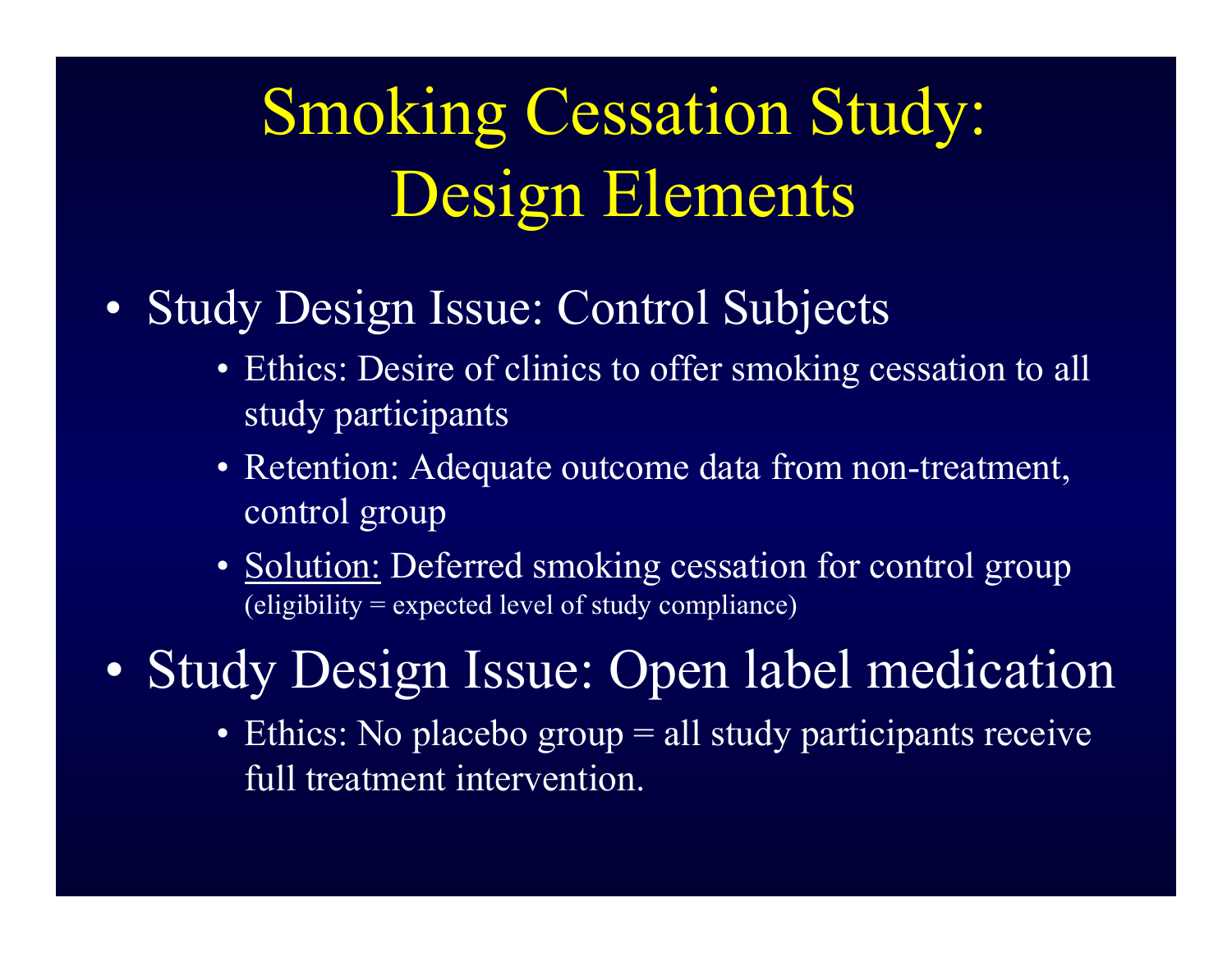# Smoking Cessation Study: Design Elements

- Study Design Issue: Control Subjects
  - Ethics: Desire of clinics to offer smoking cessation to all study participants
  - Retention: Adequate outcome data from non-treatment, control group
  - <u>Solution:</u> Deferred smoking cessation for control group (eligibility = expected level of study compliance)
- Study Design Issue: Open label medication
  - Ethics: No placebo group = all study participants receive full treatment intervention.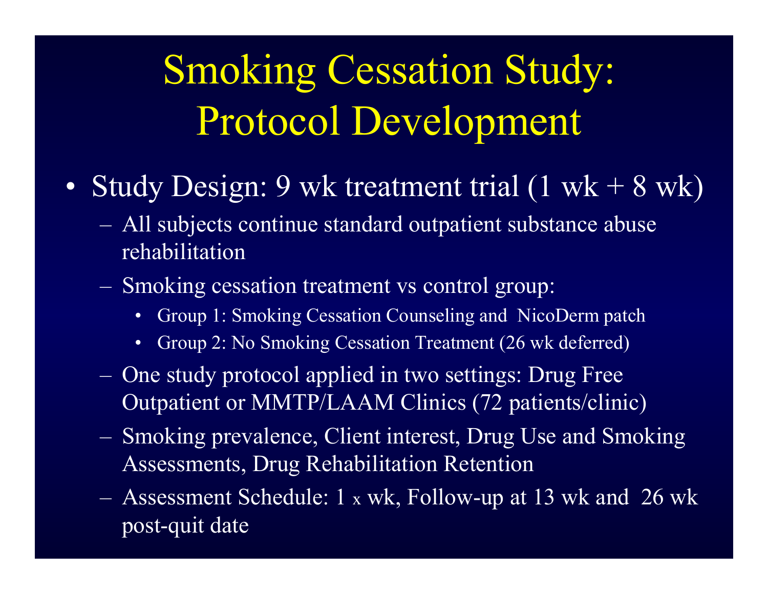# Smoking Cessation Study: Protocol Development

- Study Design: 9 wk treatment trial (1 wk + 8 wk)
  - All subjects continue standard outpatient substance abuse rehabilitation
  - Smoking cessation treatment vs control group:
    - Group 1: Smoking Cessation Counseling and NicoDerm patch
    - Group 2: No Smoking Cessation Treatment (26 wk deferred)
  - One study protocol applied in two settings: Drug Free Outpatient or MMTP/LAAM Clinics (72 patients/clinic)
  - Smoking prevalence, Client interest, Drug Use and Smoking Assessments, Drug Rehabilitation Retention
  - Assessment Schedule: 1 x wk, Follow-up at 13 wk and 26 wk post-quit date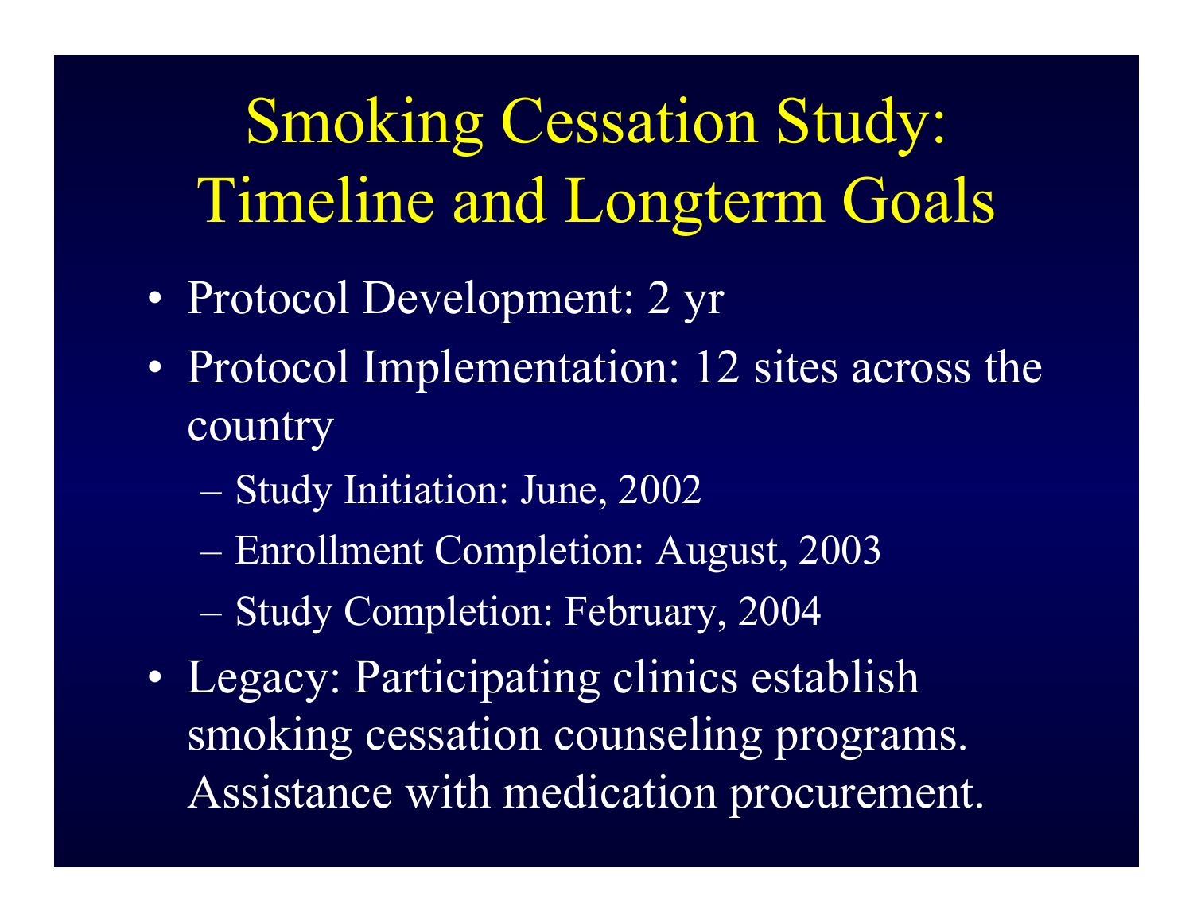# Smoking Cessation Study: Timeline and Longterm Goals

- Protocol Development: 2 yr
- Protocol Implementation: 12 sites across the country
  - Study Initiation: June, 2002
  - Enrollment Completion: August, 2003
  - Study Completion: February, 2004
- Legacy: Participating clinics establish smoking cessation counseling programs. Assistance with medication procurement.